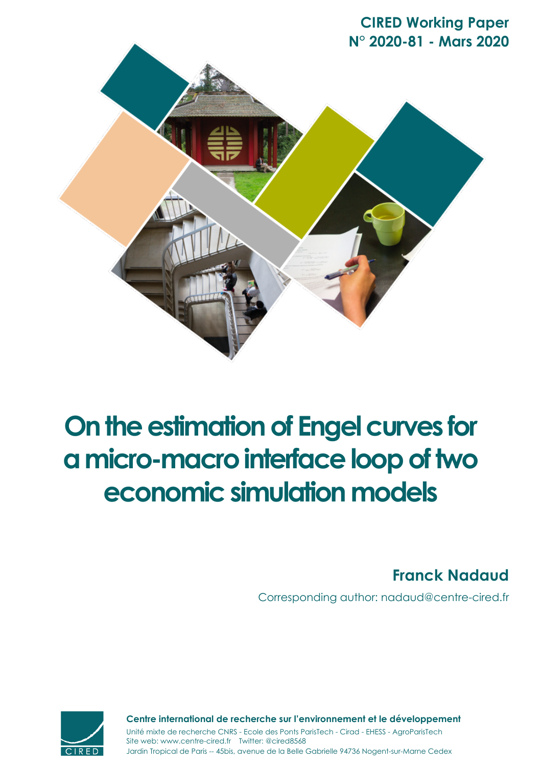**CIRED Working Paper**
**N° 2020-81 - Mars 2020**

# On the estimation of Engel curves for a micro-macro interface loop of two economic simulation models

**Franck Nadaud**

Corresponding author: nadaud@centre-cired.fr

**Centre international de recherche sur l'environnement et le développement**

Unité mixte de recherche CNRS - Ecole des Ponts ParisTech - Cirad - EHESS - AgroParisTech

Site web: www.centre-cired.fr Twitter: @cired8568

Jardin Tropical de Paris -- 45bis, avenue de la Belle Gabrielle 94736 Nogent-sur-Marne Cedex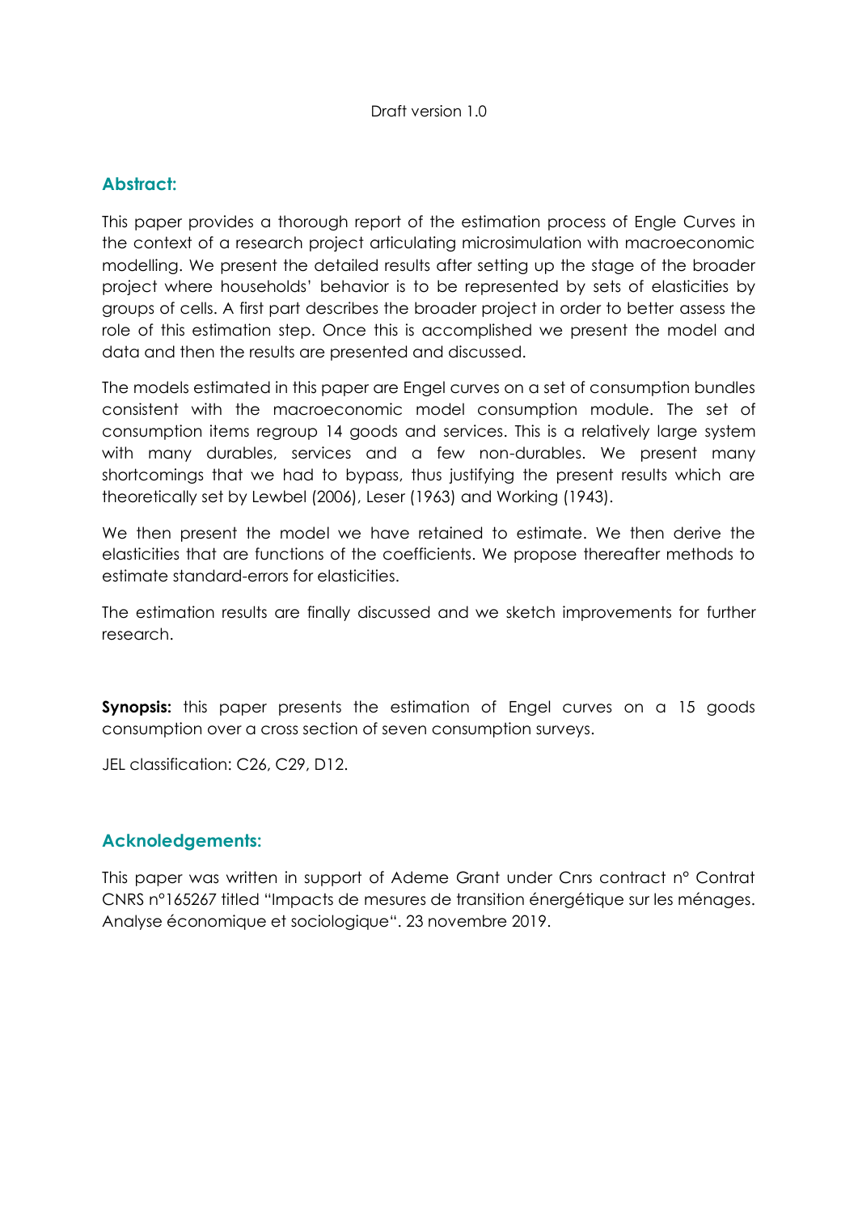Draft version 1.0

## Abstract:

This paper provides a thorough report of the estimation process of Engle Curves in the context of a research project articulating microsimulation with macroeconomic modelling. We present the detailed results after setting up the stage of the broader project where households' behavior is to be represented by sets of elasticities by groups of cells. A first part describes the broader project in order to better assess the role of this estimation step. Once this is accomplished we present the model and data and then the results are presented and discussed.

The models estimated in this paper are Engel curves on a set of consumption bundles consistent with the macroeconomic model consumption module. The set of consumption items regroup 14 goods and services. This is a relatively large system with many durables, services and a few non-durables. We present many shortcomings that we had to bypass, thus justifying the present results which are theoretically set by Lewbel (2006), Leser (1963) and Working (1943).

We then present the model we have retained to estimate. We then derive the elasticities that are functions of the coefficients. We propose thereafter methods to estimate standard-errors for elasticities.

The estimation results are finally discussed and we sketch improvements for further research.

**Synopsis:** this paper presents the estimation of Engel curves on a 15 goods consumption over a cross section of seven consumption surveys.

JEL classification: C26, C29, D12.

## Acknoledgements:

This paper was written in support of Ademe Grant under Cnrs contract n° Contrat CNRS n°165267 titled "Impacts de mesures de transition énergétique sur les ménages. Analyse économique et sociologique". 23 novembre 2019.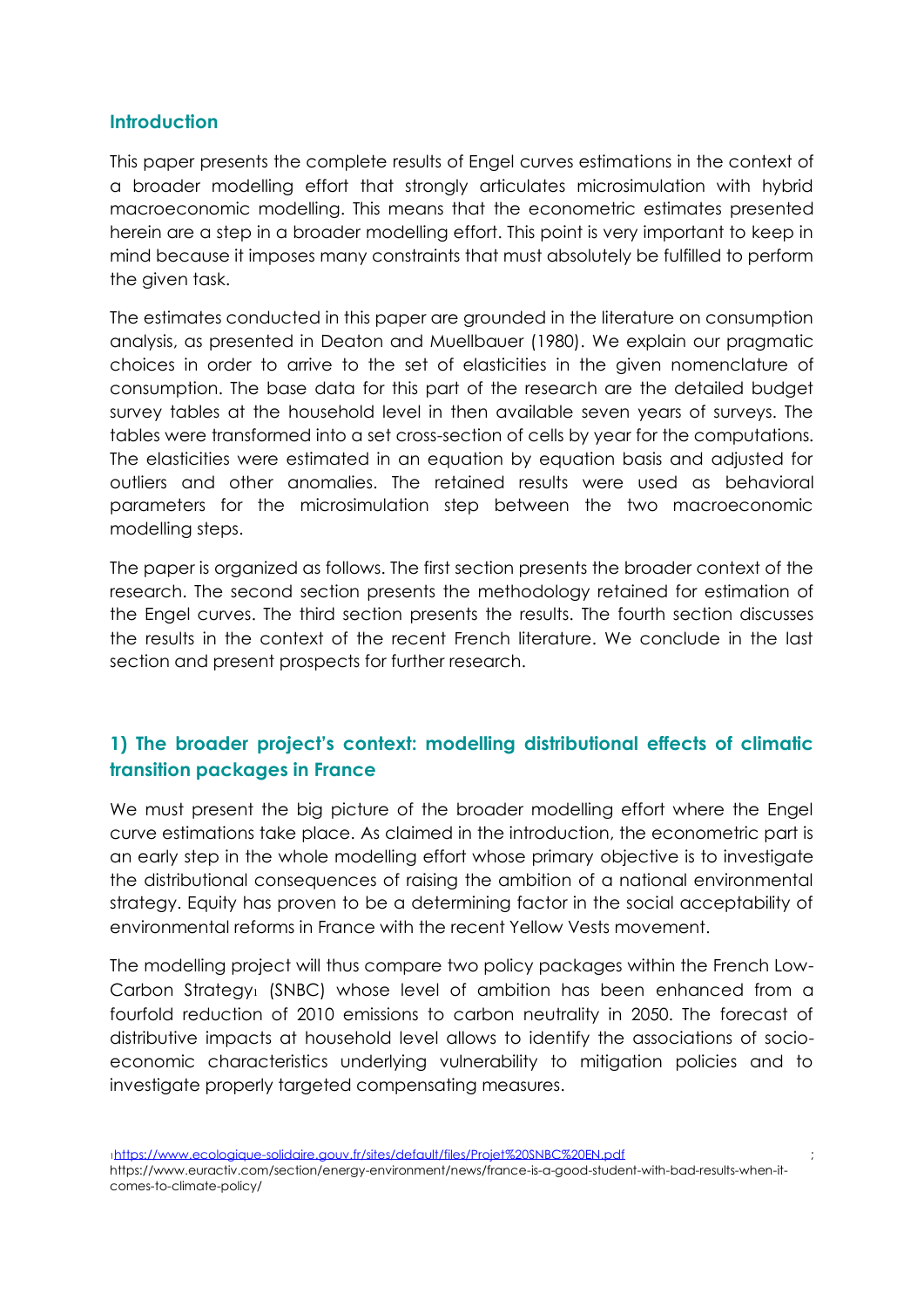## Introduction

This paper presents the complete results of Engel curves estimations in the context of a broader modelling effort that strongly articulates microsimulation with hybrid macroeconomic modelling. This means that the econometric estimates presented herein are a step in a broader modelling effort. This point is very important to keep in mind because it imposes many constraints that must absolutely be fulfilled to perform the given task.

The estimates conducted in this paper are grounded in the literature on consumption analysis, as presented in Deaton and Muellbauer (1980). We explain our pragmatic choices in order to arrive to the set of elasticities in the given nomenclature of consumption. The base data for this part of the research are the detailed budget survey tables at the household level in then available seven years of surveys. The tables were transformed into a set cross-section of cells by year for the computations. The elasticities were estimated in an equation by equation basis and adjusted for outliers and other anomalies. The retained results were used as behavioral parameters for the microsimulation step between the two macroeconomic modelling steps.

The paper is organized as follows. The first section presents the broader context of the research. The second section presents the methodology retained for estimation of the Engel curves. The third section presents the results. The fourth section discusses the results in the context of the recent French literature. We conclude in the last section and present prospects for further research.

## 1) The broader project's context: modelling distributional effects of climatic transition packages in France

We must present the big picture of the broader modelling effort where the Engel curve estimations take place. As claimed in the introduction, the econometric part is an early step in the whole modelling effort whose primary objective is to investigate the distributional consequences of raising the ambition of a national environmental strategy. Equity has proven to be a determining factor in the social acceptability of environmental reforms in France with the recent Yellow Vests movement.

The modelling project will thus compare two policy packages within the French Low-Carbon Strategy[1] (SNBC) whose level of ambition has been enhanced from a fourfold reduction of 2010 emissions to carbon neutrality in 2050. The forecast of distributive impacts at household level allows to identify the associations of socio-economic characteristics underlying vulnerability to mitigation policies and to investigate properly targeted compensating measures.

[1] https://www.ecologique-solidaire.gouv.fr/sites/default/files/Projet%20SNBC%20EN.pdf ; https://www.euractiv.com/section/energy-environment/news/france-is-a-good-student-with-bad-results-when-it-comes-to-climate-policy/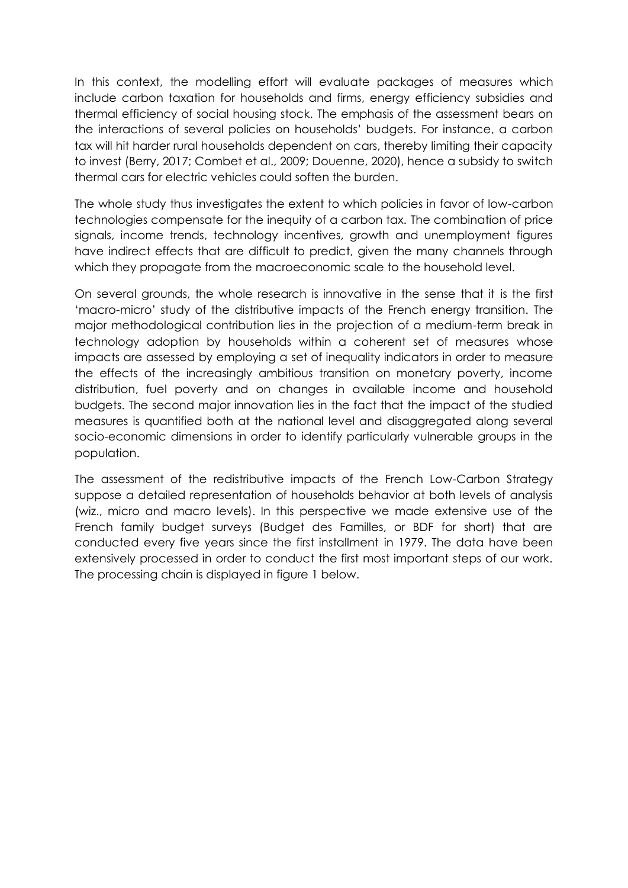In this context, the modelling effort will evaluate packages of measures which include carbon taxation for households and firms, energy efficiency subsidies and thermal efficiency of social housing stock. The emphasis of the assessment bears on the interactions of several policies on households' budgets. For instance, a carbon tax will hit harder rural households dependent on cars, thereby limiting their capacity to invest (Berry, 2017; Combet et al., 2009; Douenne, 2020), hence a subsidy to switch thermal cars for electric vehicles could soften the burden.

The whole study thus investigates the extent to which policies in favor of low-carbon technologies compensate for the inequity of a carbon tax. The combination of price signals, income trends, technology incentives, growth and unemployment figures have indirect effects that are difficult to predict, given the many channels through which they propagate from the macroeconomic scale to the household level.

On several grounds, the whole research is innovative in the sense that it is the first 'macro-micro' study of the distributive impacts of the French energy transition. The major methodological contribution lies in the projection of a medium-term break in technology adoption by households within a coherent set of measures whose impacts are assessed by employing a set of inequality indicators in order to measure the effects of the increasingly ambitious transition on monetary poverty, income distribution, fuel poverty and on changes in available income and household budgets. The second major innovation lies in the fact that the impact of the studied measures is quantified both at the national level and disaggregated along several socio-economic dimensions in order to identify particularly vulnerable groups in the population.

The assessment of the redistributive impacts of the French Low-Carbon Strategy suppose a detailed representation of households behavior at both levels of analysis (wiz., micro and macro levels). In this perspective we made extensive use of the French family budget surveys (Budget des Familles, or BDF for short) that are conducted every five years since the first installment in 1979. The data have been extensively processed in order to conduct the first most important steps of our work. The processing chain is displayed in figure 1 below.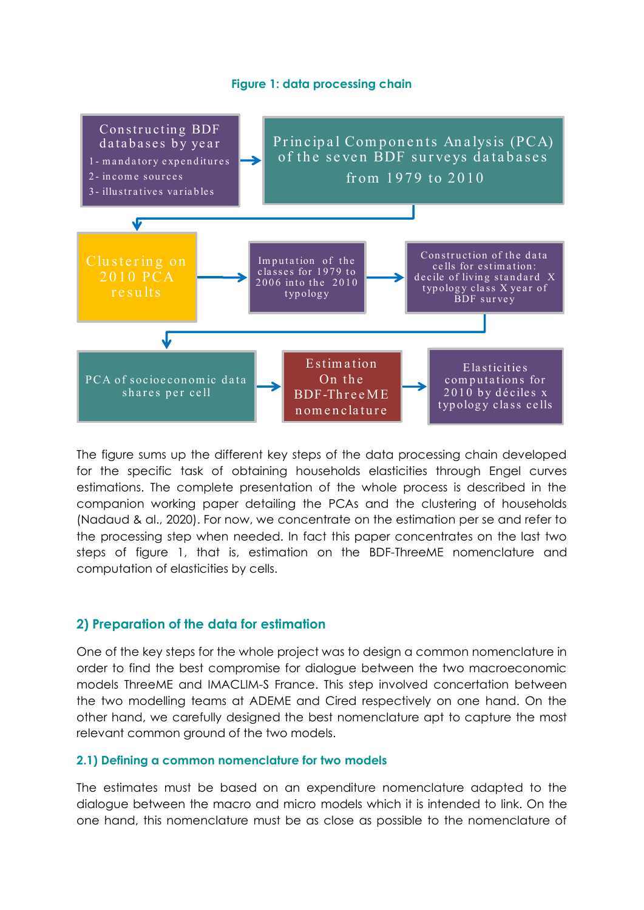**Figure 1: data processing chain**

Constructing BDF databases by year
1- mandatory expenditures
2- income sources
3- illustratives variables

→ Principal Components Analysis (PCA) of the seven BDF surveys databases from 1979 to 2010

→ Clustering on 2010 PCA results

→ Imputation of the classes for 1979 to 2006 into the 2010 typology

→ Construction of the data cells for estimation: decile of living standard X typology class X year of BDF survey

→ PCA of socioeconomic data shares per cell

→ Estimation On the BDF-ThreeME nomenclature

→ Elasticities computations for 2010 by déciles x typology class cells

The figure sums up the different key steps of the data processing chain developed for the specific task of obtaining households elasticities through Engel curves estimations. The complete presentation of the whole process is described in the companion working paper detailing the PCAs and the clustering of households (Nadaud & al., 2020). For now, we concentrate on the estimation per se and refer to the processing step when needed. In fact this paper concentrates on the last two steps of figure 1, that is, estimation on the BDF-ThreeME nomenclature and computation of elasticities by cells.

## 2) Preparation of the data for estimation

One of the key steps for the whole project was to design a common nomenclature in order to find the best compromise for dialogue between the two macroeconomic models ThreeME and IMACLIM-S France. This step involved concertation between the two modelling teams at ADEME and Cired respectively on one hand. On the other hand, we carefully designed the best nomenclature apt to capture the most relevant common ground of the two models.

### 2.1) Defining a common nomenclature for two models

The estimates must be based on an expenditure nomenclature adapted to the dialogue between the macro and micro models which it is intended to link. On the one hand, this nomenclature must be as close as possible to the nomenclature of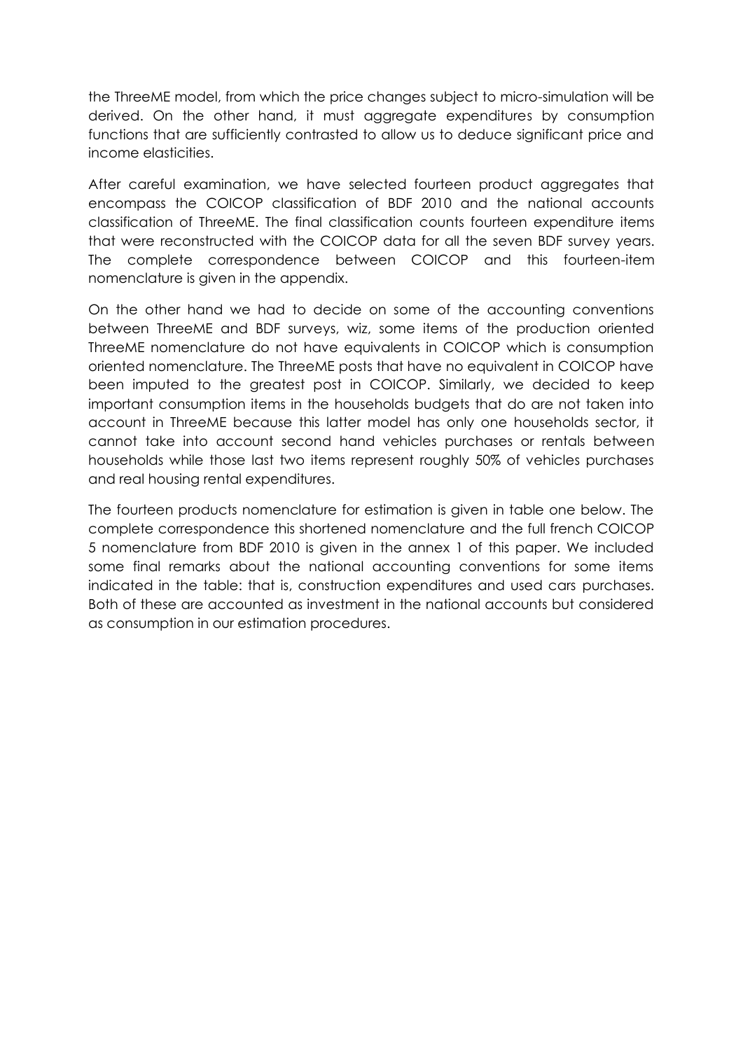the ThreeME model, from which the price changes subject to micro-simulation will be derived. On the other hand, it must aggregate expenditures by consumption functions that are sufficiently contrasted to allow us to deduce significant price and income elasticities.

After careful examination, we have selected fourteen product aggregates that encompass the COICOP classification of BDF 2010 and the national accounts classification of ThreeME. The final classification counts fourteen expenditure items that were reconstructed with the COICOP data for all the seven BDF survey years. The complete correspondence between COICOP and this fourteen-item nomenclature is given in the appendix.

On the other hand we had to decide on some of the accounting conventions between ThreeME and BDF surveys, wiz, some items of the production oriented ThreeME nomenclature do not have equivalents in COICOP which is consumption oriented nomenclature. The ThreeME posts that have no equivalent in COICOP have been imputed to the greatest post in COICOP. Similarly, we decided to keep important consumption items in the households budgets that do are not taken into account in ThreeME because this latter model has only one households sector, it cannot take into account second hand vehicles purchases or rentals between households while those last two items represent roughly 50% of vehicles purchases and real housing rental expenditures.

The fourteen products nomenclature for estimation is given in table one below. The complete correspondence this shortened nomenclature and the full french COICOP 5 nomenclature from BDF 2010 is given in the annex 1 of this paper. We included some final remarks about the national accounting conventions for some items indicated in the table: that is, construction expenditures and used cars purchases. Both of these are accounted as investment in the national accounts but considered as consumption in our estimation procedures.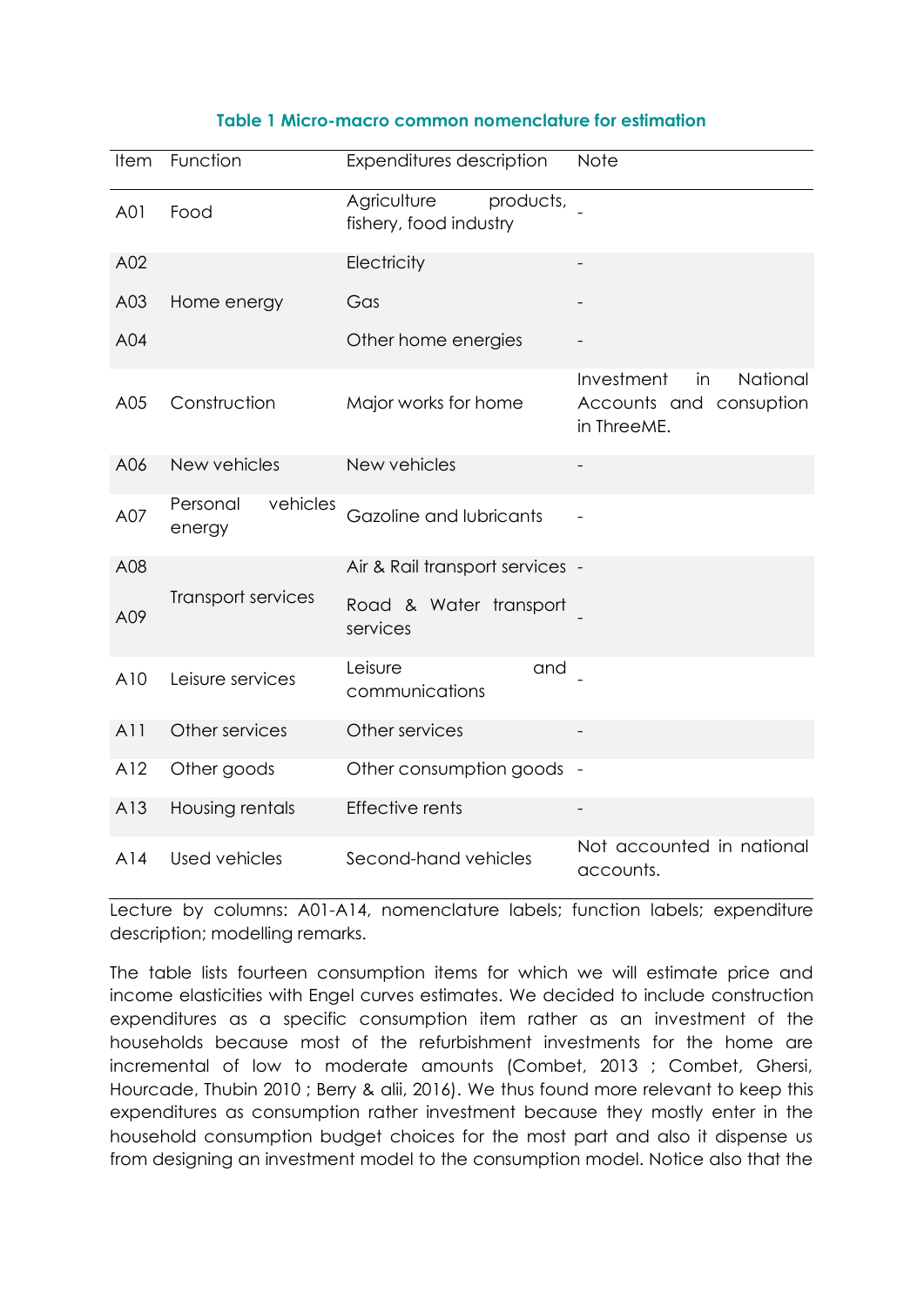**Table 1 Micro-macro common nomenclature for estimation**

| Item | Function | Expenditures description | Note |
|---|---|---|---|
| A01 | Food | Agriculture products, fishery, food industry | - |
| A02 | | Electricity | - |
| A03 | Home energy | Gas | - |
| A04 | | Other home energies | - |
| A05 | Construction | Major works for home | Investment in National Accounts and consuption in ThreeME. |
| A06 | New vehicles | New vehicles | - |
| A07 | Personal vehicles energy | Gazoline and lubricants | - |
| A08 | Transport services | Air & Rail transport services | - |
| A09 | | Road & Water transport services | - |
| A10 | Leisure services | Leisure and communications | - |
| A11 | Other services | Other services | - |
| A12 | Other goods | Other consumption goods | - |
| A13 | Housing rentals | Effective rents | - |
| A14 | Used vehicles | Second-hand vehicles | Not accounted in national accounts. |

Lecture by columns: A01-A14, nomenclature labels; function labels; expenditure description; modelling remarks.

The table lists fourteen consumption items for which we will estimate price and income elasticities with Engel curves estimates. We decided to include construction expenditures as a specific consumption item rather as an investment of the households because most of the refurbishment investments for the home are incremental of low to moderate amounts (Combet, 2013 ; Combet, Ghersi, Hourcade, Thubin 2010 ; Berry & alii, 2016). We thus found more relevant to keep this expenditures as consumption rather investment because they mostly enter in the household consumption budget choices for the most part and also it dispense us from designing an investment model to the consumption model. Notice also that the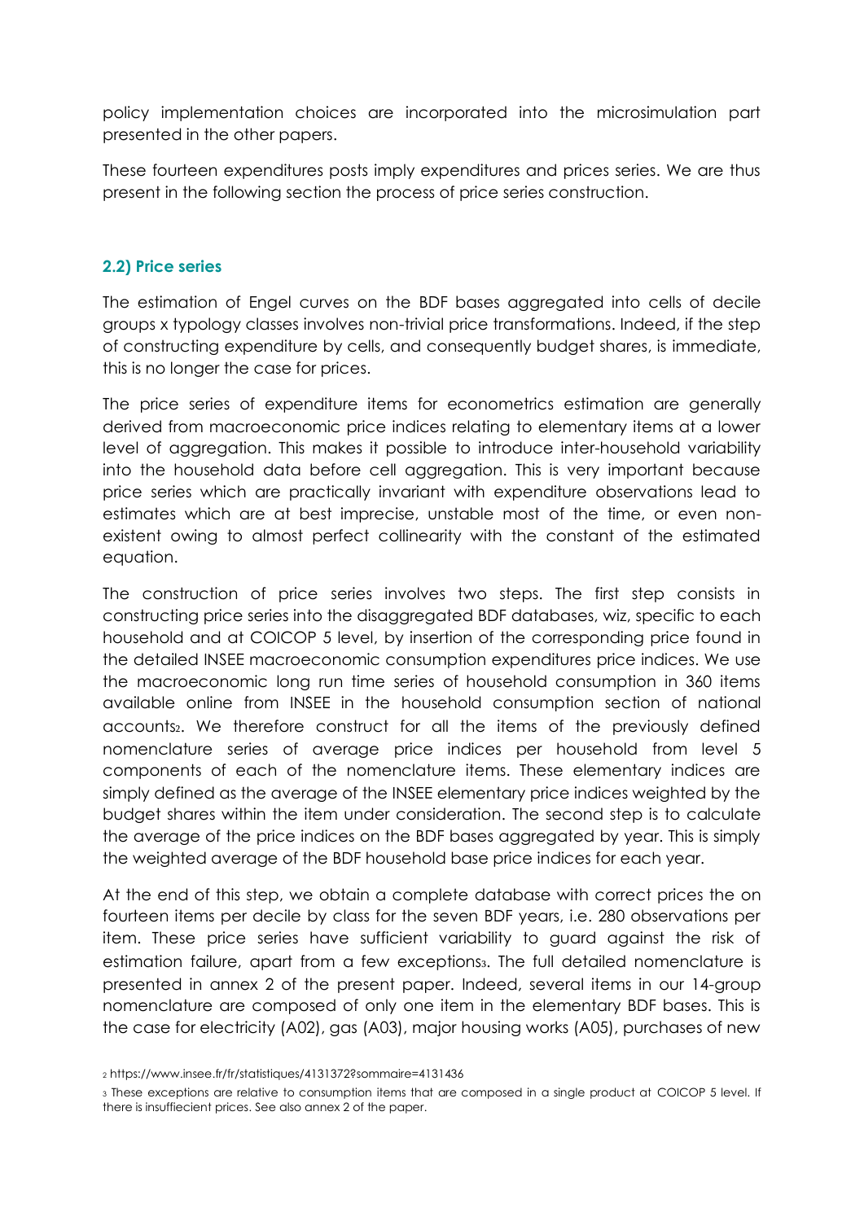policy implementation choices are incorporated into the microsimulation part presented in the other papers.

These fourteen expenditures posts imply expenditures and prices series. We are thus present in the following section the process of price series construction.

### 2.2) Price series

The estimation of Engel curves on the BDF bases aggregated into cells of decile groups x typology classes involves non-trivial price transformations. Indeed, if the step of constructing expenditure by cells, and consequently budget shares, is immediate, this is no longer the case for prices.

The price series of expenditure items for econometrics estimation are generally derived from macroeconomic price indices relating to elementary items at a lower level of aggregation. This makes it possible to introduce inter-household variability into the household data before cell aggregation. This is very important because price series which are practically invariant with expenditure observations lead to estimates which are at best imprecise, unstable most of the time, or even non-existent owing to almost perfect collinearity with the constant of the estimated equation.

The construction of price series involves two steps. The first step consists in constructing price series into the disaggregated BDF databases, wiz, specific to each household and at COICOP 5 level, by insertion of the corresponding price found in the detailed INSEE macroeconomic consumption expenditures price indices. We use the macroeconomic long run time series of household consumption in 360 items available online from INSEE in the household consumption section of national accounts[2]. We therefore construct for all the items of the previously defined nomenclature series of average price indices per household from level 5 components of each of the nomenclature items. These elementary indices are simply defined as the average of the INSEE elementary price indices weighted by the budget shares within the item under consideration. The second step is to calculate the average of the price indices on the BDF bases aggregated by year. This is simply the weighted average of the BDF household base price indices for each year.

At the end of this step, we obtain a complete database with correct prices the on fourteen items per decile by class for the seven BDF years, i.e. 280 observations per item. These price series have sufficient variability to guard against the risk of estimation failure, apart from a few exceptions[3]. The full detailed nomenclature is presented in annex 2 of the present paper. Indeed, several items in our 14-group nomenclature are composed of only one item in the elementary BDF bases. This is the case for electricity (A02), gas (A03), major housing works (A05), purchases of new

[2] https://www.insee.fr/fr/statistiques/4131372?sommaire=4131436

[3] These exceptions are relative to consumption items that are composed in a single product at COICOP 5 level. If there is insuffiecient prices. See also annex 2 of the paper.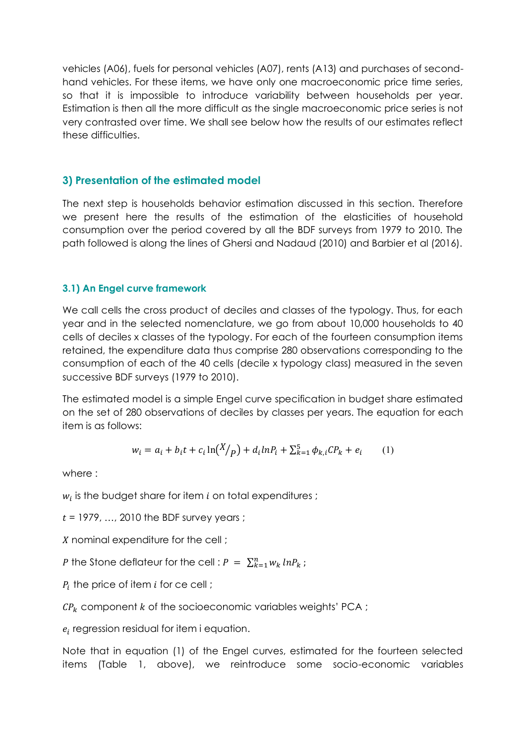vehicles (A06), fuels for personal vehicles (A07), rents (A13) and purchases of second-hand vehicles. For these items, we have only one macroeconomic price time series, so that it is impossible to introduce variability between households per year. Estimation is then all the more difficult as the single macroeconomic price series is not very contrasted over time. We shall see below how the results of our estimates reflect these difficulties.

## 3) Presentation of the estimated model

The next step is households behavior estimation discussed in this section. Therefore we present here the results of the estimation of the elasticities of household consumption over the period covered by all the BDF surveys from 1979 to 2010. The path followed is along the lines of Ghersi and Nadaud (2010) and Barbier et al (2016).

### 3.1) An Engel curve framework

We call cells the cross product of deciles and classes of the typology. Thus, for each year and in the selected nomenclature, we go from about 10,000 households to 40 cells of deciles x classes of the typology. For each of the fourteen consumption items retained, the expenditure data thus comprise 280 observations corresponding to the consumption of each of the 40 cells (decile x typology class) measured in the seven successive BDF surveys (1979 to 2010).

The estimated model is a simple Engel curve specification in budget share estimated on the set of 280 observations of deciles by classes per years. The equation for each item is as follows:

$$w_i = a_i + b_i t + c_i \ln\left(X/_P\right) + d_i lnP_i + \sum_{k=1}^{5} \phi_{k,i} CP_k + e_i \qquad (1)$$

where :

$w_i$ is the budget share for item $i$ on total expenditures ;

$t$ = 1979, …, 2010 the BDF survey years ;

$X$ nominal expenditure for the cell ;

$P$ the Stone deflateur for the cell : $P \;=\; \sum_{k=1}^{n} w_k \, lnP_k$ ;

$P_i$ the price of item $i$ for ce cell ;

$CP_k$ component $k$ of the socioeconomic variables weights' PCA ;

$e_i$ regression residual for item i equation.

Note that in equation (1) of the Engel curves, estimated for the fourteen selected items (Table 1, above), we reintroduce some socio-economic variables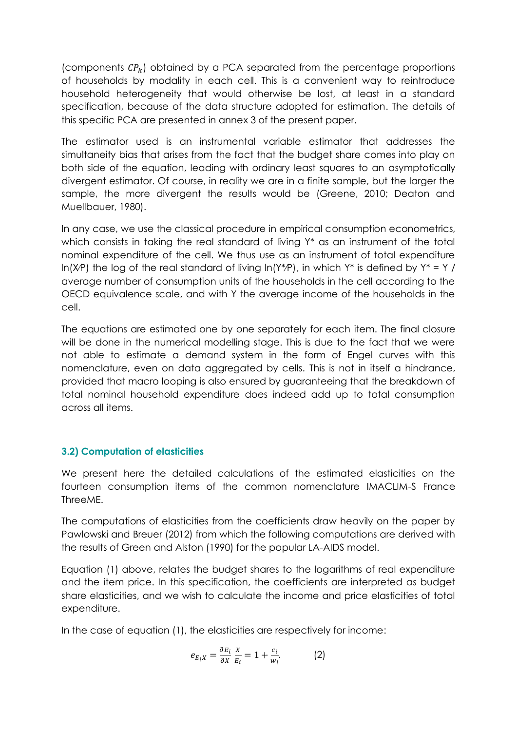(components $CP_k$) obtained by a PCA separated from the percentage proportions of households by modality in each cell. This is a convenient way to reintroduce household heterogeneity that would otherwise be lost, at least in a standard specification, because of the data structure adopted for estimation. The details of this specific PCA are presented in annex 3 of the present paper.

The estimator used is an instrumental variable estimator that addresses the simultaneity bias that arises from the fact that the budget share comes into play on both side of the equation, leading with ordinary least squares to an asymptotically divergent estimator. Of course, in reality we are in a finite sample, but the larger the sample, the more divergent the results would be (Greene, 2010; Deaton and Muellbauer, 1980).

In any case, we use the classical procedure in empirical consumption econometrics, which consists in taking the real standard of living Y* as an instrument of the total nominal expenditure of the cell. We thus use as an instrument of total expenditure ln(X/P) the log of the real standard of living ln(Y*/P), in which Y* is defined by Y* = Y / average number of consumption units of the households in the cell according to the OECD equivalence scale, and with Y the average income of the households in the cell.

The equations are estimated one by one separately for each item. The final closure will be done in the numerical modelling stage. This is due to the fact that we were not able to estimate a demand system in the form of Engel curves with this nomenclature, even on data aggregated by cells. This is not in itself a hindrance, provided that macro looping is also ensured by guaranteeing that the breakdown of total nominal household expenditure does indeed add up to total consumption across all items.

### 3.2) Computation of elasticities

We present here the detailed calculations of the estimated elasticities on the fourteen consumption items of the common nomenclature IMACLIM-S France ThreeME.

The computations of elasticities from the coefficients draw heavily on the paper by Pawlowski and Breuer (2012) from which the following computations are derived with the results of Green and Alston (1990) for the popular LA-AIDS model.

Equation (1) above, relates the budget shares to the logarithms of real expenditure and the item price. In this specification, the coefficients are interpreted as budget share elasticities, and we wish to calculate the income and price elasticities of total expenditure.

In the case of equation (1), the elasticities are respectively for income:

$$e_{E_iX} = \frac{\partial E_i}{\partial X}\frac{X}{E_i} = 1 + \frac{c_i}{w_i}. \qquad (2)$$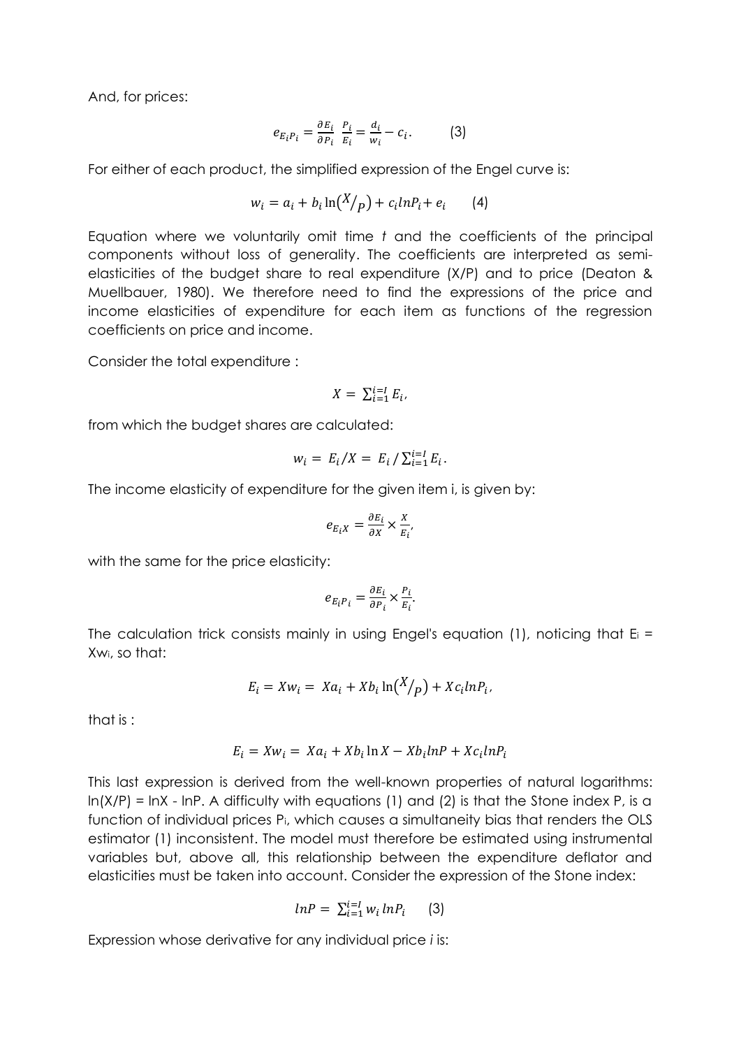And, for prices:

$$e_{E_iP_i} = \frac{\partial E_i}{\partial P_i} \ \frac{P_i}{E_i} = \frac{d_i}{w_i} - c_i. \qquad (3)$$

For either of each product, the simplified expression of the Engel curve is:

$$w_i = a_i + b_i \ln\left(X/_P\right) + c_i lnP_i + e_i \qquad (4)$$

Equation where we voluntarily omit time *t* and the coefficients of the principal components without loss of generality. The coefficients are interpreted as semi-elasticities of the budget share to real expenditure (X/P) and to price (Deaton & Muellbauer, 1980). We therefore need to find the expressions of the price and income elasticities of expenditure for each item as functions of the regression coefficients on price and income.

Consider the total expenditure :

$$X = \sum_{i=1}^{i=I} E_i,$$

from which the budget shares are calculated:

$$w_i = E_i/X = E_i / \sum_{i=1}^{i=I} E_i.$$

The income elasticity of expenditure for the given item i, is given by:

$$e_{E_iX} = \frac{\partial E_i}{\partial X} \times \frac{X}{E_i},$$

with the same for the price elasticity:

$$e_{E_iP_i} = \frac{\partial E_i}{\partial P_i} \times \frac{P_i}{E_i}.$$

The calculation trick consists mainly in using Engel's equation (1), noticing that $E_i = Xw_i$, so that:

$$E_i = Xw_i = Xa_i + Xb_i \ln\left(X/_P\right) + Xc_i lnP_i,$$

that is :

$$E_i = Xw_i = Xa_i + Xb_i \ln X - Xb_i lnP + Xc_i lnP_i$$

This last expression is derived from the well-known properties of natural logarithms: ln(X/P) = lnX - lnP. A difficulty with equations (1) and (2) is that the Stone index P, is a function of individual prices $P_i$, which causes a simultaneity bias that renders the OLS estimator (1) inconsistent. The model must therefore be estimated using instrumental variables but, above all, this relationship between the expenditure deflator and elasticities must be taken into account. Consider the expression of the Stone index:

$$lnP = \sum_{i=1}^{i=I} w_i \, lnP_i \qquad (3)$$

Expression whose derivative for any individual price *i* is: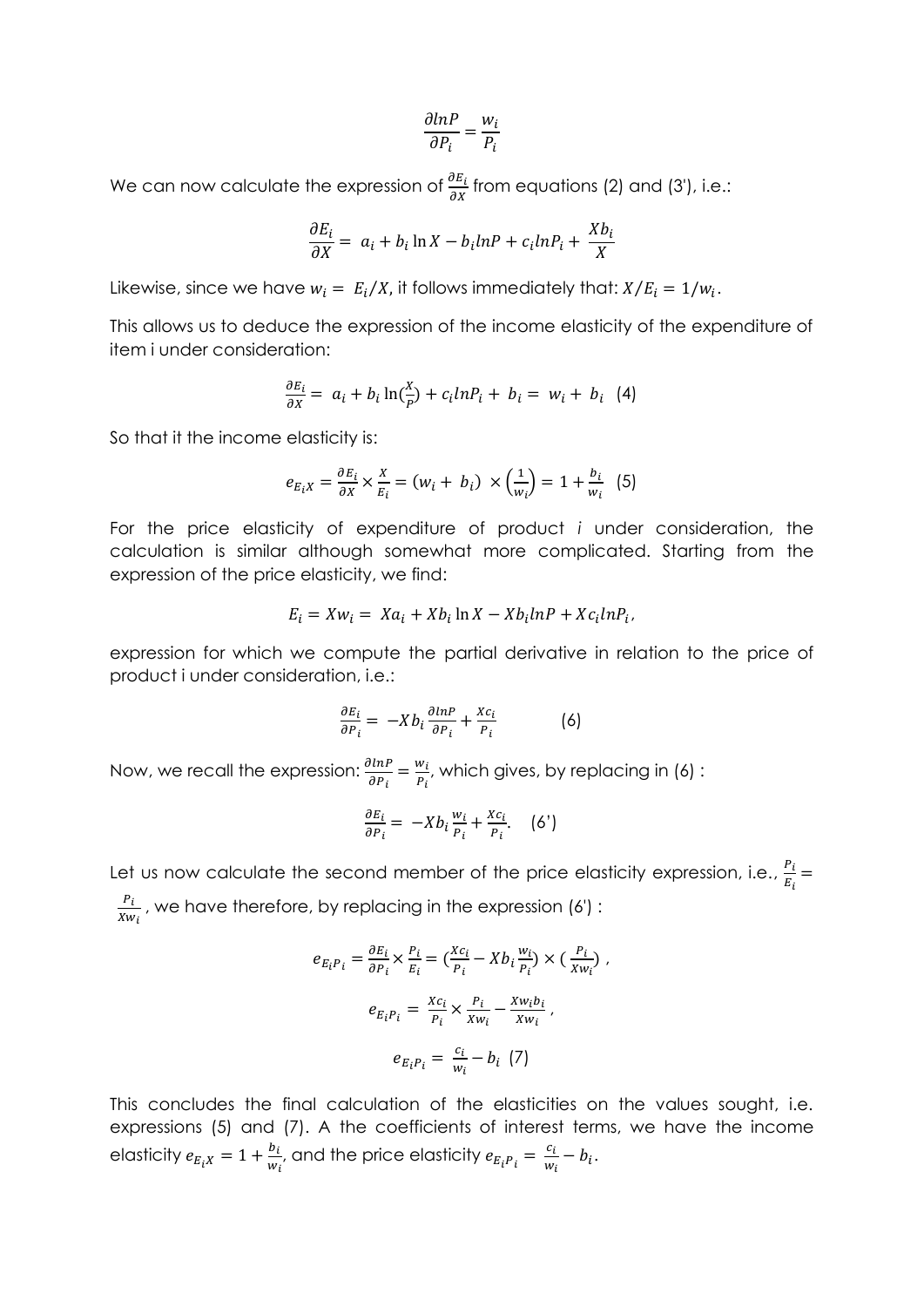$$\frac{\partial lnP}{\partial P_i} = \frac{w_i}{P_i}$$

We can now calculate the expression of $\frac{\partial E_i}{\partial X}$ from equations (2) and (3'), i.e.:

$$\frac{\partial E_i}{\partial X} = a_i + b_i \ln X - b_i lnP + c_i lnP_i + \frac{Xb_i}{X}$$

Likewise, since we have $w_i = E_i/X$, it follows immediately that: $X/E_i = 1/w_i$.

This allows us to deduce the expression of the income elasticity of the expenditure of item i under consideration:

$$\frac{\partial E_i}{\partial X} = a_i + b_i \ln(\frac{X}{P}) + c_i lnP_i + b_i = w_i + b_i \quad (4)$$

So that it the income elasticity is:

$$e_{E_i X} = \frac{\partial E_i}{\partial X} \times \frac{X}{E_i} = (w_i + b_i) \times \left(\frac{1}{w_i}\right) = 1 + \frac{b_i}{w_i} \quad (5)$$

For the price elasticity of expenditure of product *i* under consideration, the calculation is similar although somewhat more complicated. Starting from the expression of the price elasticity, we find:

$$E_i = Xw_i = Xa_i + Xb_i \ln X - Xb_i lnP + Xc_i lnP_i,$$

expression for which we compute the partial derivative in relation to the price of product i under consideration, i.e.:

$$\frac{\partial E_i}{\partial P_i} = -Xb_i \frac{\partial lnP}{\partial P_i} + \frac{Xc_i}{P_i} \quad (6)$$

Now, we recall the expression: $\frac{\partial lnP}{\partial P_i} = \frac{w_i}{P_i}$, which gives, by replacing in (6) :

$$\frac{\partial E_i}{\partial P_i} = -Xb_i \frac{w_i}{P_i} + \frac{Xc_i}{P_i}. \quad (6')$$

Let us now calculate the second member of the price elasticity expression, i.e., $\frac{P_i}{E_i} = \frac{P_i}{Xw_i}$, we have therefore, by replacing in the expression (6') :

$$e_{E_i P_i} = \frac{\partial E_i}{\partial P_i} \times \frac{P_i}{E_i} = (\frac{Xc_i}{P_i} - Xb_i \frac{w_i}{P_i}) \times (\frac{P_i}{Xw_i}) ,$$

$$e_{E_i P_i} = \frac{Xc_i}{P_i} \times \frac{P_i}{Xw_i} - \frac{Xw_i b_i}{Xw_i} ,$$

$$e_{E_i P_i} = \frac{c_i}{w_i} - b_i \quad (7)$$

This concludes the final calculation of the elasticities on the values sought, i.e. expressions (5) and (7). A the coefficients of interest terms, we have the income elasticity $e_{E_i X} = 1 + \frac{b_i}{w_i}$, and the price elasticity $e_{E_i P_i} = \frac{c_i}{w_i} - b_i$.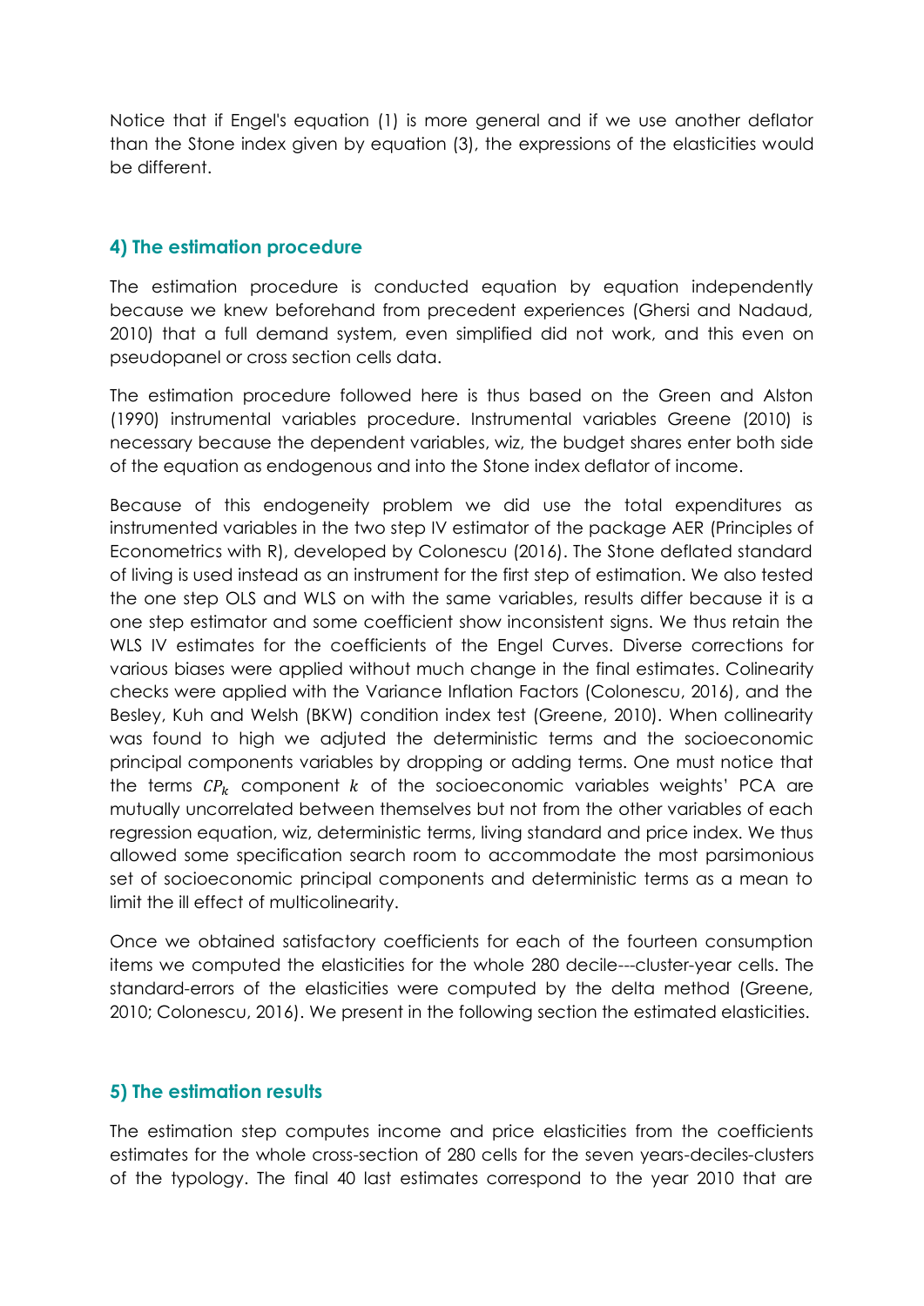Notice that if Engel's equation (1) is more general and if we use another deflator than the Stone index given by equation (3), the expressions of the elasticities would be different.

## 4) The estimation procedure

The estimation procedure is conducted equation by equation independently because we knew beforehand from precedent experiences (Ghersi and Nadaud, 2010) that a full demand system, even simplified did not work, and this even on pseudopanel or cross section cells data.

The estimation procedure followed here is thus based on the Green and Alston (1990) instrumental variables procedure. Instrumental variables Greene (2010) is necessary because the dependent variables, wiz, the budget shares enter both side of the equation as endogenous and into the Stone index deflator of income.

Because of this endogeneity problem we did use the total expenditures as instrumented variables in the two step IV estimator of the package AER (Principles of Econometrics with R), developed by Colonescu (2016). The Stone deflated standard of living is used instead as an instrument for the first step of estimation. We also tested the one step OLS and WLS on with the same variables, results differ because it is a one step estimator and some coefficient show inconsistent signs. We thus retain the WLS IV estimates for the coefficients of the Engel Curves. Diverse corrections for various biases were applied without much change in the final estimates. Colinearity checks were applied with the Variance Inflation Factors (Colonescu, 2016), and the Besley, Kuh and Welsh (BKW) condition index test (Greene, 2010). When collinearity was found to high we adjuted the deterministic terms and the socioeconomic principal components variables by dropping or adding terms. One must notice that the terms $CP_k$ component $k$ of the socioeconomic variables weights' PCA are mutually uncorrelated between themselves but not from the other variables of each regression equation, wiz, deterministic terms, living standard and price index. We thus allowed some specification search room to accommodate the most parsimonious set of socioeconomic principal components and deterministic terms as a mean to limit the ill effect of multicolinearity.

Once we obtained satisfactory coefficients for each of the fourteen consumption items we computed the elasticities for the whole 280 decile---cluster-year cells. The standard-errors of the elasticities were computed by the delta method (Greene, 2010; Colonescu, 2016). We present in the following section the estimated elasticities.

## 5) The estimation results

The estimation step computes income and price elasticities from the coefficients estimates for the whole cross-section of 280 cells for the seven years-deciles-clusters of the typology. The final 40 last estimates correspond to the year 2010 that are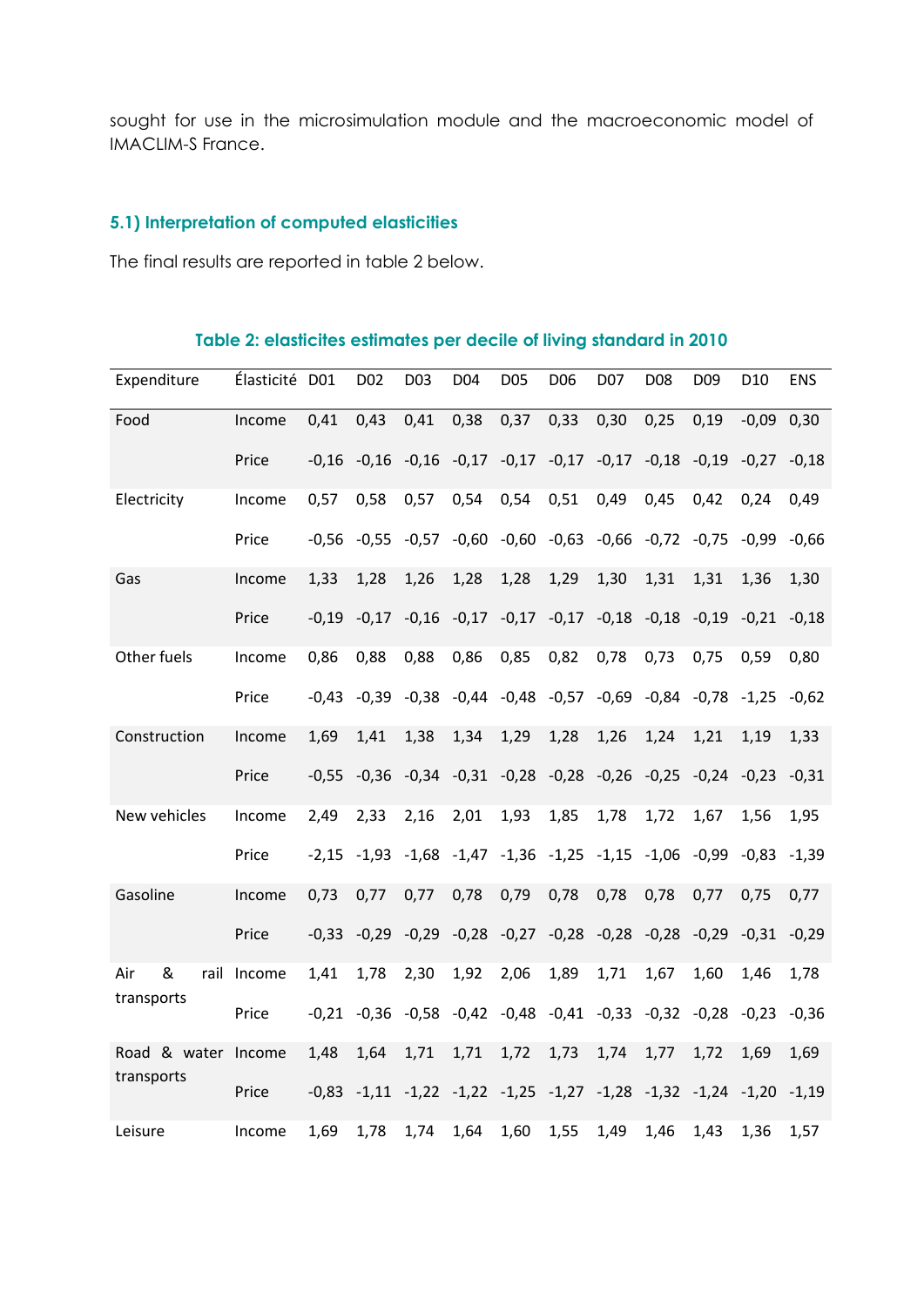sought for use in the microsimulation module and the macroeconomic model of IMACLIM-S France.

### 5.1) Interpretation of computed elasticities

The final results are reported in table 2 below.

**Table 2: elasticites estimates per decile of living standard in 2010**

| Expenditure | Élasticité | D01 | D02 | D03 | D04 | D05 | D06 | D07 | D08 | D09 | D10 | ENS |
|---|---|---|---|---|---|---|---|---|---|---|---|---|
| Food | Income | 0,41 | 0,43 | 0,41 | 0,38 | 0,37 | 0,33 | 0,30 | 0,25 | 0,19 | -0,09 | 0,30 |
| | Price | -0,16 | -0,16 | -0,16 | -0,17 | -0,17 | -0,17 | -0,17 | -0,18 | -0,19 | -0,27 | -0,18 |
| Electricity | Income | 0,57 | 0,58 | 0,57 | 0,54 | 0,54 | 0,51 | 0,49 | 0,45 | 0,42 | 0,24 | 0,49 |
| | Price | -0,56 | -0,55 | -0,57 | -0,60 | -0,60 | -0,63 | -0,66 | -0,72 | -0,75 | -0,99 | -0,66 |
| Gas | Income | 1,33 | 1,28 | 1,26 | 1,28 | 1,28 | 1,29 | 1,30 | 1,31 | 1,31 | 1,36 | 1,30 |
| | Price | -0,19 | -0,17 | -0,16 | -0,17 | -0,17 | -0,17 | -0,18 | -0,18 | -0,19 | -0,21 | -0,18 |
| Other fuels | Income | 0,86 | 0,88 | 0,88 | 0,86 | 0,85 | 0,82 | 0,78 | 0,73 | 0,75 | 0,59 | 0,80 |
| | Price | -0,43 | -0,39 | -0,38 | -0,44 | -0,48 | -0,57 | -0,69 | -0,84 | -0,78 | -1,25 | -0,62 |
| Construction | Income | 1,69 | 1,41 | 1,38 | 1,34 | 1,29 | 1,28 | 1,26 | 1,24 | 1,21 | 1,19 | 1,33 |
| | Price | -0,55 | -0,36 | -0,34 | -0,31 | -0,28 | -0,28 | -0,26 | -0,25 | -0,24 | -0,23 | -0,31 |
| New vehicles | Income | 2,49 | 2,33 | 2,16 | 2,01 | 1,93 | 1,85 | 1,78 | 1,72 | 1,67 | 1,56 | 1,95 |
| | Price | -2,15 | -1,93 | -1,68 | -1,47 | -1,36 | -1,25 | -1,15 | -1,06 | -0,99 | -0,83 | -1,39 |
| Gasoline | Income | 0,73 | 0,77 | 0,77 | 0,78 | 0,79 | 0,78 | 0,78 | 0,78 | 0,77 | 0,75 | 0,77 |
| | Price | -0,33 | -0,29 | -0,29 | -0,28 | -0,27 | -0,28 | -0,28 | -0,28 | -0,29 | -0,31 | -0,29 |
| Air & rail transports | Income | 1,41 | 1,78 | 2,30 | 1,92 | 2,06 | 1,89 | 1,71 | 1,67 | 1,60 | 1,46 | 1,78 |
| | Price | -0,21 | -0,36 | -0,58 | -0,42 | -0,48 | -0,41 | -0,33 | -0,32 | -0,28 | -0,23 | -0,36 |
| Road & water transports | Income | 1,48 | 1,64 | 1,71 | 1,71 | 1,72 | 1,73 | 1,74 | 1,77 | 1,72 | 1,69 | 1,69 |
| | Price | -0,83 | -1,11 | -1,22 | -1,22 | -1,25 | -1,27 | -1,28 | -1,32 | -1,24 | -1,20 | -1,19 |
| Leisure | Income | 1,69 | 1,78 | 1,74 | 1,64 | 1,60 | 1,55 | 1,49 | 1,46 | 1,43 | 1,36 | 1,57 |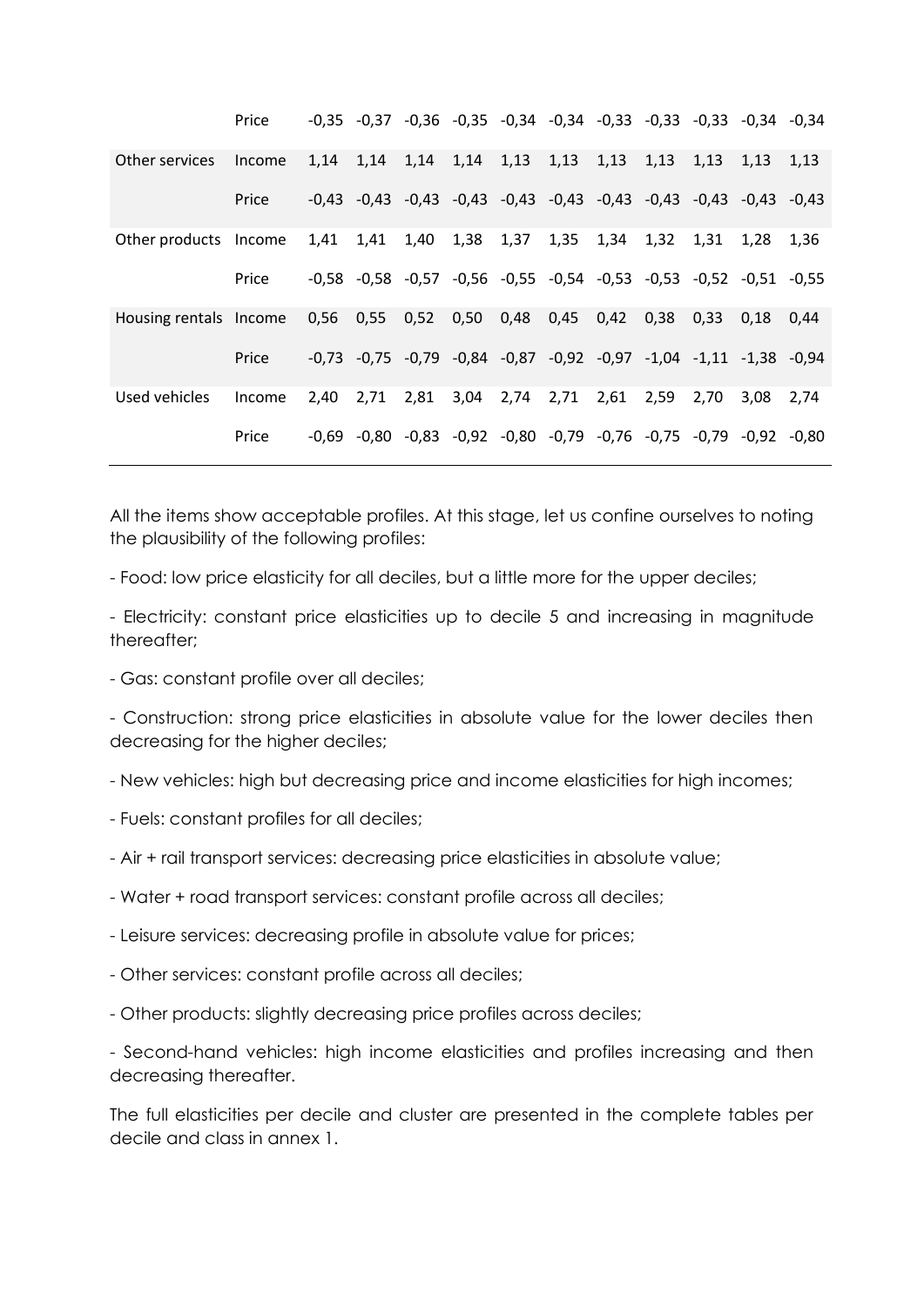| | | | | | | | | | | | | |
|---|---|---|---|---|---|---|---|---|---|---|---|---|
| | Price | -0,35 | -0,37 | -0,36 | -0,35 | -0,34 | -0,34 | -0,33 | -0,33 | -0,33 | -0,34 | -0,34 |
| Other services | Income | 1,14 | 1,14 | 1,14 | 1,14 | 1,13 | 1,13 | 1,13 | 1,13 | 1,13 | 1,13 | 1,13 |
| | Price | -0,43 | -0,43 | -0,43 | -0,43 | -0,43 | -0,43 | -0,43 | -0,43 | -0,43 | -0,43 | -0,43 |
| Other products | Income | 1,41 | 1,41 | 1,40 | 1,38 | 1,37 | 1,35 | 1,34 | 1,32 | 1,31 | 1,28 | 1,36 |
| | Price | -0,58 | -0,58 | -0,57 | -0,56 | -0,55 | -0,54 | -0,53 | -0,53 | -0,52 | -0,51 | -0,55 |
| Housing rentals | Income | 0,56 | 0,55 | 0,52 | 0,50 | 0,48 | 0,45 | 0,42 | 0,38 | 0,33 | 0,18 | 0,44 |
| | Price | -0,73 | -0,75 | -0,79 | -0,84 | -0,87 | -0,92 | -0,97 | -1,04 | -1,11 | -1,38 | -0,94 |
| Used vehicles | Income | 2,40 | 2,71 | 2,81 | 3,04 | 2,74 | 2,71 | 2,61 | 2,59 | 2,70 | 3,08 | 2,74 |
| | Price | -0,69 | -0,80 | -0,83 | -0,92 | -0,80 | -0,79 | -0,76 | -0,75 | -0,79 | -0,92 | -0,80 |

All the items show acceptable profiles. At this stage, let us confine ourselves to noting the plausibility of the following profiles:

- Food: low price elasticity for all deciles, but a little more for the upper deciles;
- Electricity: constant price elasticities up to decile 5 and increasing in magnitude thereafter;
- Gas: constant profile over all deciles;
- Construction: strong price elasticities in absolute value for the lower deciles then decreasing for the higher deciles;
- New vehicles: high but decreasing price and income elasticities for high incomes;
- Fuels: constant profiles for all deciles;
- Air + rail transport services: decreasing price elasticities in absolute value;
- Water + road transport services: constant profile across all deciles;
- Leisure services: decreasing profile in absolute value for prices;
- Other services: constant profile across all deciles;
- Other products: slightly decreasing price profiles across deciles;
- Second-hand vehicles: high income elasticities and profiles increasing and then decreasing thereafter.

The full elasticities per decile and cluster are presented in the complete tables per decile and class in annex 1.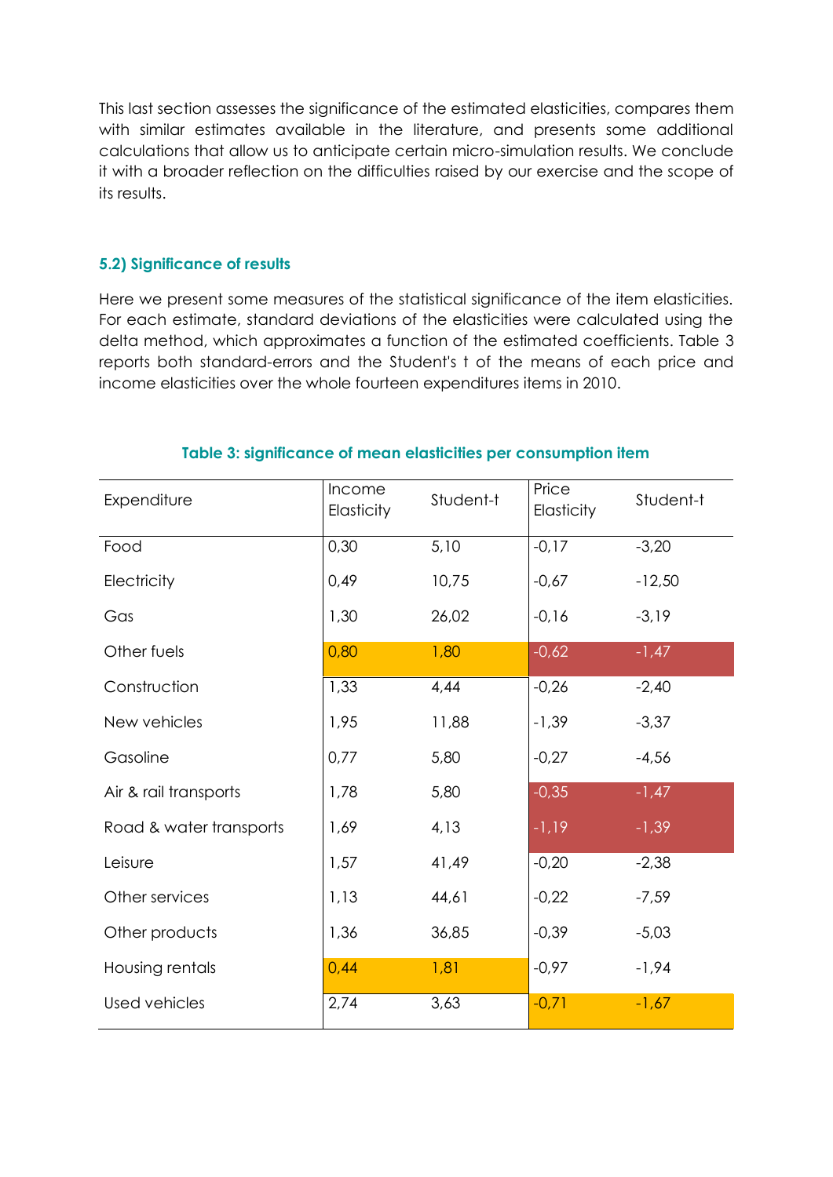This last section assesses the significance of the estimated elasticities, compares them with similar estimates available in the literature, and presents some additional calculations that allow us to anticipate certain micro-simulation results. We conclude it with a broader reflection on the difficulties raised by our exercise and the scope of its results.

### 5.2) Significance of results

Here we present some measures of the statistical significance of the item elasticities. For each estimate, standard deviations of the elasticities were calculated using the delta method, which approximates a function of the estimated coefficients. Table 3 reports both standard-errors and the Student's t of the means of each price and income elasticities over the whole fourteen expenditures items in 2010.

**Table 3: significance of mean elasticities per consumption item**

| Expenditure | Income Elasticity | Student-t | Price Elasticity | Student-t |
|---|---|---|---|---|
| Food | 0,30 | 5,10 | -0,17 | -3,20 |
| Electricity | 0,49 | 10,75 | -0,67 | -12,50 |
| Gas | 1,30 | 26,02 | -0,16 | -3,19 |
| Other fuels | 0,80 | 1,80 | -0,62 | -1,47 |
| Construction | 1,33 | 4,44 | -0,26 | -2,40 |
| New vehicles | 1,95 | 11,88 | -1,39 | -3,37 |
| Gasoline | 0,77 | 5,80 | -0,27 | -4,56 |
| Air & rail transports | 1,78 | 5,80 | -0,35 | -1,47 |
| Road & water transports | 1,69 | 4,13 | -1,19 | -1,39 |
| Leisure | 1,57 | 41,49 | -0,20 | -2,38 |
| Other services | 1,13 | 44,61 | -0,22 | -7,59 |
| Other products | 1,36 | 36,85 | -0,39 | -5,03 |
| Housing rentals | 0,44 | 1,81 | -0,97 | -1,94 |
| Used vehicles | 2,74 | 3,63 | -0,71 | -1,67 |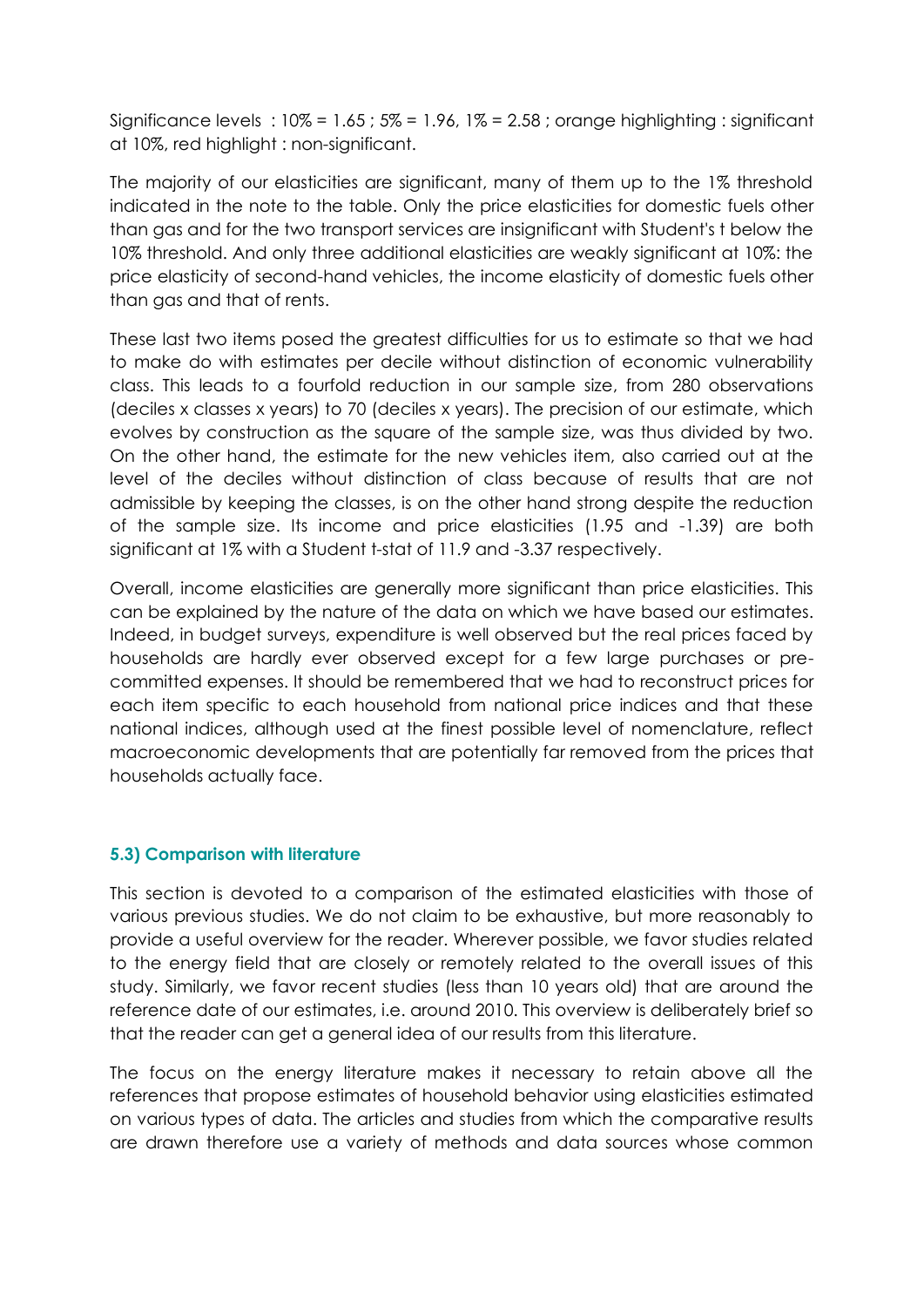Significance levels : 10% = 1.65 ; 5% = 1.96, 1% = 2.58 ; orange highlighting : significant at 10%, red highlight : non-significant.

The majority of our elasticities are significant, many of them up to the 1% threshold indicated in the note to the table. Only the price elasticities for domestic fuels other than gas and for the two transport services are insignificant with Student's t below the 10% threshold. And only three additional elasticities are weakly significant at 10%: the price elasticity of second-hand vehicles, the income elasticity of domestic fuels other than gas and that of rents.

These last two items posed the greatest difficulties for us to estimate so that we had to make do with estimates per decile without distinction of economic vulnerability class. This leads to a fourfold reduction in our sample size, from 280 observations (deciles x classes x years) to 70 (deciles x years). The precision of our estimate, which evolves by construction as the square of the sample size, was thus divided by two. On the other hand, the estimate for the new vehicles item, also carried out at the level of the deciles without distinction of class because of results that are not admissible by keeping the classes, is on the other hand strong despite the reduction of the sample size. Its income and price elasticities (1.95 and -1.39) are both significant at 1% with a Student t-stat of 11.9 and -3.37 respectively.

Overall, income elasticities are generally more significant than price elasticities. This can be explained by the nature of the data on which we have based our estimates. Indeed, in budget surveys, expenditure is well observed but the real prices faced by households are hardly ever observed except for a few large purchases or pre-committed expenses. It should be remembered that we had to reconstruct prices for each item specific to each household from national price indices and that these national indices, although used at the finest possible level of nomenclature, reflect macroeconomic developments that are potentially far removed from the prices that households actually face.

### 5.3) Comparison with literature

This section is devoted to a comparison of the estimated elasticities with those of various previous studies. We do not claim to be exhaustive, but more reasonably to provide a useful overview for the reader. Wherever possible, we favor studies related to the energy field that are closely or remotely related to the overall issues of this study. Similarly, we favor recent studies (less than 10 years old) that are around the reference date of our estimates, i.e. around 2010. This overview is deliberately brief so that the reader can get a general idea of our results from this literature.

The focus on the energy literature makes it necessary to retain above all the references that propose estimates of household behavior using elasticities estimated on various types of data. The articles and studies from which the comparative results are drawn therefore use a variety of methods and data sources whose common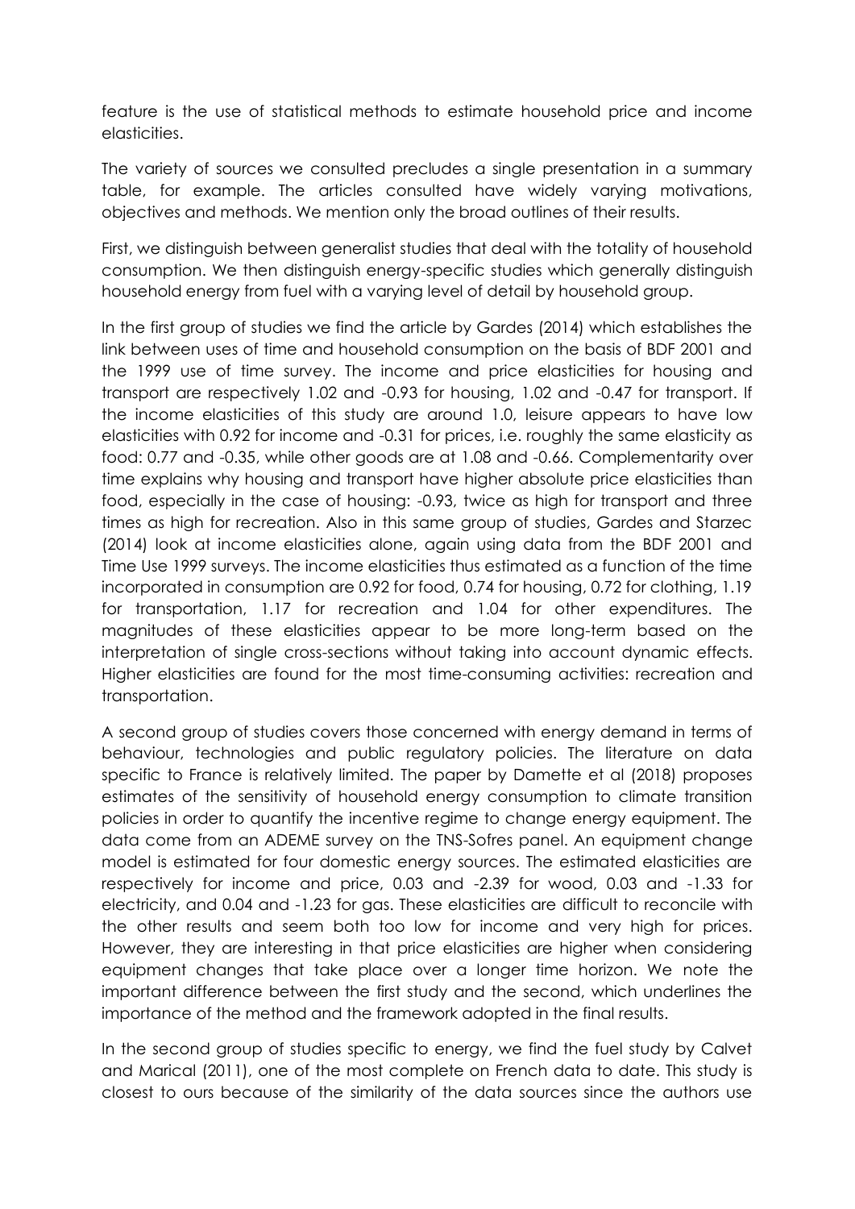feature is the use of statistical methods to estimate household price and income elasticities.

The variety of sources we consulted precludes a single presentation in a summary table, for example. The articles consulted have widely varying motivations, objectives and methods. We mention only the broad outlines of their results.

First, we distinguish between generalist studies that deal with the totality of household consumption. We then distinguish energy-specific studies which generally distinguish household energy from fuel with a varying level of detail by household group.

In the first group of studies we find the article by Gardes (2014) which establishes the link between uses of time and household consumption on the basis of BDF 2001 and the 1999 use of time survey. The income and price elasticities for housing and transport are respectively 1.02 and -0.93 for housing, 1.02 and -0.47 for transport. If the income elasticities of this study are around 1.0, leisure appears to have low elasticities with 0.92 for income and -0.31 for prices, i.e. roughly the same elasticity as food: 0.77 and -0.35, while other goods are at 1.08 and -0.66. Complementarity over time explains why housing and transport have higher absolute price elasticities than food, especially in the case of housing: -0.93, twice as high for transport and three times as high for recreation. Also in this same group of studies, Gardes and Starzec (2014) look at income elasticities alone, again using data from the BDF 2001 and Time Use 1999 surveys. The income elasticities thus estimated as a function of the time incorporated in consumption are 0.92 for food, 0.74 for housing, 0.72 for clothing, 1.19 for transportation, 1.17 for recreation and 1.04 for other expenditures. The magnitudes of these elasticities appear to be more long-term based on the interpretation of single cross-sections without taking into account dynamic effects. Higher elasticities are found for the most time-consuming activities: recreation and transportation.

A second group of studies covers those concerned with energy demand in terms of behaviour, technologies and public regulatory policies. The literature on data specific to France is relatively limited. The paper by Damette et al (2018) proposes estimates of the sensitivity of household energy consumption to climate transition policies in order to quantify the incentive regime to change energy equipment. The data come from an ADEME survey on the TNS-Sofres panel. An equipment change model is estimated for four domestic energy sources. The estimated elasticities are respectively for income and price, 0.03 and -2.39 for wood, 0.03 and -1.33 for electricity, and 0.04 and -1.23 for gas. These elasticities are difficult to reconcile with the other results and seem both too low for income and very high for prices. However, they are interesting in that price elasticities are higher when considering equipment changes that take place over a longer time horizon. We note the important difference between the first study and the second, which underlines the importance of the method and the framework adopted in the final results.

In the second group of studies specific to energy, we find the fuel study by Calvet and Marical (2011), one of the most complete on French data to date. This study is closest to ours because of the similarity of the data sources since the authors use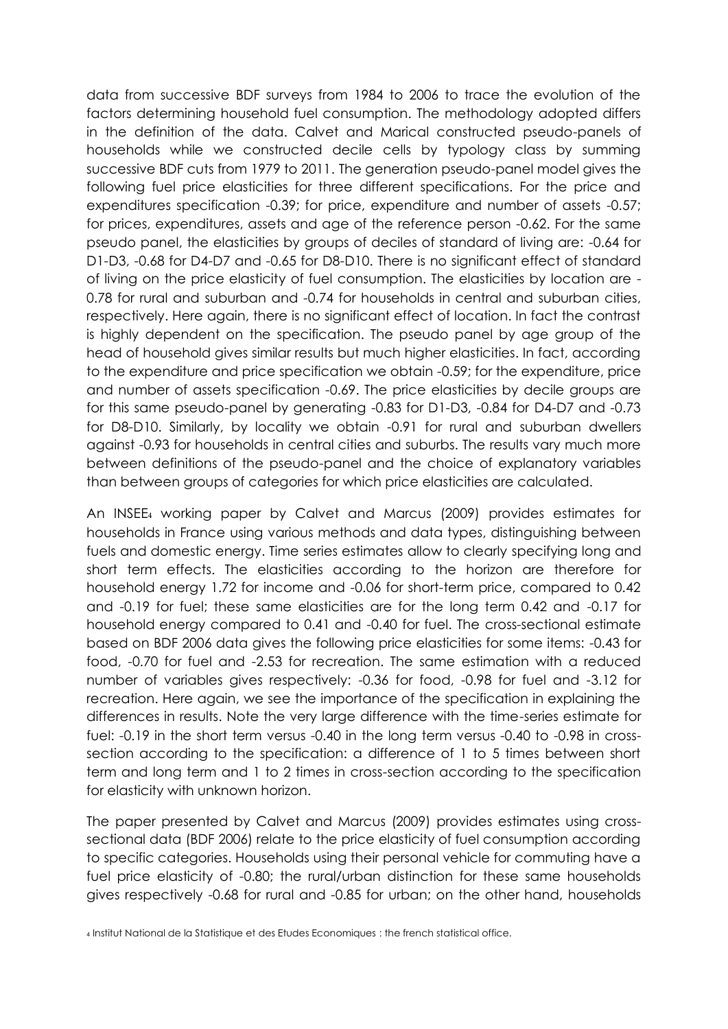data from successive BDF surveys from 1984 to 2006 to trace the evolution of the factors determining household fuel consumption. The methodology adopted differs in the definition of the data. Calvet and Marical constructed pseudo-panels of households while we constructed decile cells by typology class by summing successive BDF cuts from 1979 to 2011. The generation pseudo-panel model gives the following fuel price elasticities for three different specifications. For the price and expenditures specification -0.39; for price, expenditure and number of assets -0.57; for prices, expenditures, assets and age of the reference person -0.62. For the same pseudo panel, the elasticities by groups of deciles of standard of living are: -0.64 for D1-D3, -0.68 for D4-D7 and -0.65 for D8-D10. There is no significant effect of standard of living on the price elasticity of fuel consumption. The elasticities by location are -0.78 for rural and suburban and -0.74 for households in central and suburban cities, respectively. Here again, there is no significant effect of location. In fact the contrast is highly dependent on the specification. The pseudo panel by age group of the head of household gives similar results but much higher elasticities. In fact, according to the expenditure and price specification we obtain -0.59; for the expenditure, price and number of assets specification -0.69. The price elasticities by decile groups are for this same pseudo-panel by generating -0.83 for D1-D3, -0.84 for D4-D7 and -0.73 for D8-D10. Similarly, by locality we obtain -0.91 for rural and suburban dwellers against -0.93 for households in central cities and suburbs. The results vary much more between definitions of the pseudo-panel and the choice of explanatory variables than between groups of categories for which price elasticities are calculated.

An INSEE[4] working paper by Calvet and Marcus (2009) provides estimates for households in France using various methods and data types, distinguishing between fuels and domestic energy. Time series estimates allow to clearly specifying long and short term effects. The elasticities according to the horizon are therefore for household energy 1.72 for income and -0.06 for short-term price, compared to 0.42 and -0.19 for fuel; these same elasticities are for the long term 0.42 and -0.17 for household energy compared to 0.41 and -0.40 for fuel. The cross-sectional estimate based on BDF 2006 data gives the following price elasticities for some items: -0.43 for food, -0.70 for fuel and -2.53 for recreation. The same estimation with a reduced number of variables gives respectively: -0.36 for food, -0.98 for fuel and -3.12 for recreation. Here again, we see the importance of the specification in explaining the differences in results. Note the very large difference with the time-series estimate for fuel: -0.19 in the short term versus -0.40 in the long term versus -0.40 to -0.98 in cross-section according to the specification: a difference of 1 to 5 times between short term and long term and 1 to 2 times in cross-section according to the specification for elasticity with unknown horizon.

The paper presented by Calvet and Marcus (2009) provides estimates using cross-sectional data (BDF 2006) relate to the price elasticity of fuel consumption according to specific categories. Households using their personal vehicle for commuting have a fuel price elasticity of -0.80; the rural/urban distinction for these same households gives respectively -0.68 for rural and -0.85 for urban; on the other hand, households

[4] Institut National de la Statistique et des Etudes Economiques : the french statistical office.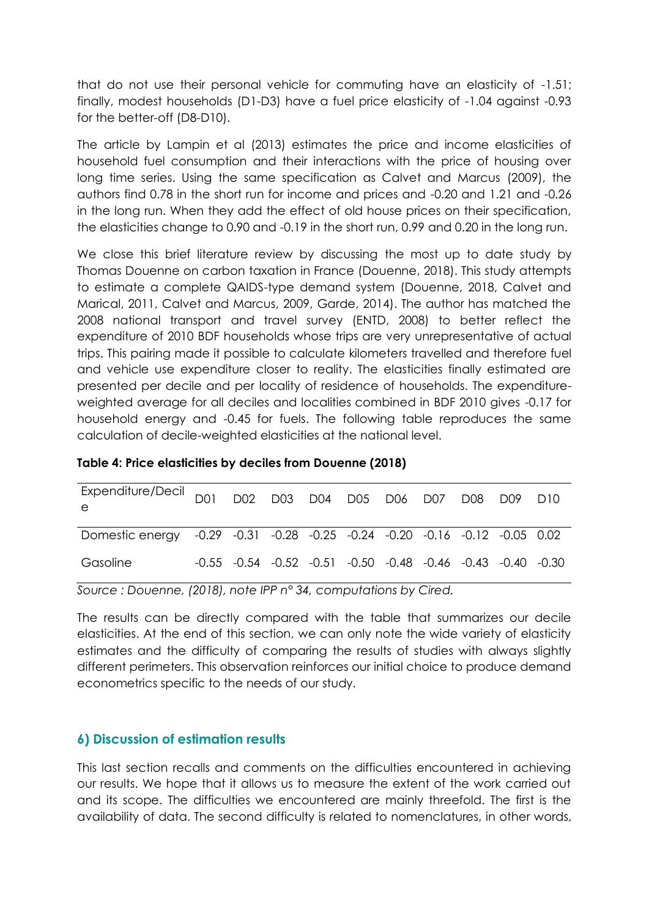that do not use their personal vehicle for commuting have an elasticity of -1.51; finally, modest households (D1-D3) have a fuel price elasticity of -1.04 against -0.93 for the better-off (D8-D10).

The article by Lampin et al (2013) estimates the price and income elasticities of household fuel consumption and their interactions with the price of housing over long time series. Using the same specification as Calvet and Marcus (2009), the authors find 0.78 in the short run for income and prices and -0.20 and 1.21 and -0.26 in the long run. When they add the effect of old house prices on their specification, the elasticities change to 0.90 and -0.19 in the short run, 0.99 and 0.20 in the long run.

We close this brief literature review by discussing the most up to date study by Thomas Douenne on carbon taxation in France (Douenne, 2018). This study attempts to estimate a complete QAIDS-type demand system (Douenne, 2018, Calvet and Marical, 2011, Calvet and Marcus, 2009, Garde, 2014). The author has matched the 2008 national transport and travel survey (ENTD, 2008) to better reflect the expenditure of 2010 BDF households whose trips are very unrepresentative of actual trips. This pairing made it possible to calculate kilometers travelled and therefore fuel and vehicle use expenditure closer to reality. The elasticities finally estimated are presented per decile and per locality of residence of households. The expenditure-weighted average for all deciles and localities combined in BDF 2010 gives -0.17 for household energy and -0.45 for fuels. The following table reproduces the same calculation of decile-weighted elasticities at the national level.

**Table 4: Price elasticities by deciles from Douenne (2018)**

| Expenditure/Decile | D01 | D02 | D03 | D04 | D05 | D06 | D07 | D08 | D09 | D10 |
|---|---|---|---|---|---|---|---|---|---|---|
| Domestic energy | -0.29 | -0.31 | -0.28 | -0.25 | -0.24 | -0.20 | -0.16 | -0.12 | -0.05 | 0.02 |
| Gasoline | -0.55 | -0.54 | -0.52 | -0.51 | -0.50 | -0.48 | -0.46 | -0.43 | -0.40 | -0.30 |

*Source : Douenne, (2018), note IPP n° 34, computations by Cired.*

The results can be directly compared with the table that summarizes our decile elasticities. At the end of this section, we can only note the wide variety of elasticity estimates and the difficulty of comparing the results of studies with always slightly different perimeters. This observation reinforces our initial choice to produce demand econometrics specific to the needs of our study.

## 6) Discussion of estimation results

This last section recalls and comments on the difficulties encountered in achieving our results. We hope that it allows us to measure the extent of the work carried out and its scope. The difficulties we encountered are mainly threefold. The first is the availability of data. The second difficulty is related to nomenclatures, in other words,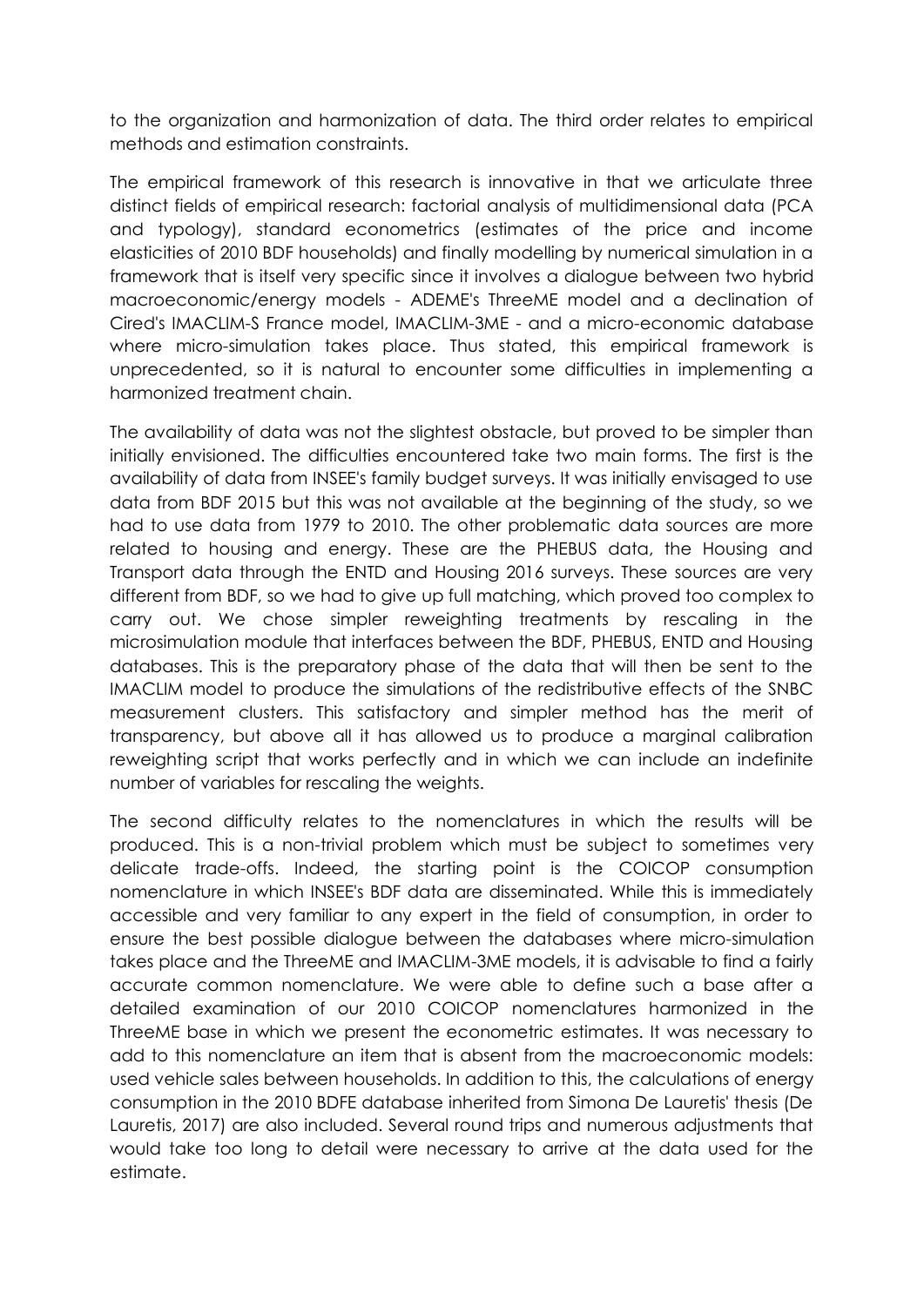to the organization and harmonization of data. The third order relates to empirical methods and estimation constraints.

The empirical framework of this research is innovative in that we articulate three distinct fields of empirical research: factorial analysis of multidimensional data (PCA and typology), standard econometrics (estimates of the price and income elasticities of 2010 BDF households) and finally modelling by numerical simulation in a framework that is itself very specific since it involves a dialogue between two hybrid macroeconomic/energy models - ADEME's ThreeME model and a declination of Cired's IMACLIM-S France model, IMACLIM-3ME - and a micro-economic database where micro-simulation takes place. Thus stated, this empirical framework is unprecedented, so it is natural to encounter some difficulties in implementing a harmonized treatment chain.

The availability of data was not the slightest obstacle, but proved to be simpler than initially envisioned. The difficulties encountered take two main forms. The first is the availability of data from INSEE's family budget surveys. It was initially envisaged to use data from BDF 2015 but this was not available at the beginning of the study, so we had to use data from 1979 to 2010. The other problematic data sources are more related to housing and energy. These are the PHEBUS data, the Housing and Transport data through the ENTD and Housing 2016 surveys. These sources are very different from BDF, so we had to give up full matching, which proved too complex to carry out. We chose simpler reweighting treatments by rescaling in the microsimulation module that interfaces between the BDF, PHEBUS, ENTD and Housing databases. This is the preparatory phase of the data that will then be sent to the IMACLIM model to produce the simulations of the redistributive effects of the SNBC measurement clusters. This satisfactory and simpler method has the merit of transparency, but above all it has allowed us to produce a marginal calibration reweighting script that works perfectly and in which we can include an indefinite number of variables for rescaling the weights.

The second difficulty relates to the nomenclatures in which the results will be produced. This is a non-trivial problem which must be subject to sometimes very delicate trade-offs. Indeed, the starting point is the COICOP consumption nomenclature in which INSEE's BDF data are disseminated. While this is immediately accessible and very familiar to any expert in the field of consumption, in order to ensure the best possible dialogue between the databases where micro-simulation takes place and the ThreeME and IMACLIM-3ME models, it is advisable to find a fairly accurate common nomenclature. We were able to define such a base after a detailed examination of our 2010 COICOP nomenclatures harmonized in the ThreeME base in which we present the econometric estimates. It was necessary to add to this nomenclature an item that is absent from the macroeconomic models: used vehicle sales between households. In addition to this, the calculations of energy consumption in the 2010 BDFE database inherited from Simona De Lauretis' thesis (De Lauretis, 2017) are also included. Several round trips and numerous adjustments that would take too long to detail were necessary to arrive at the data used for the estimate.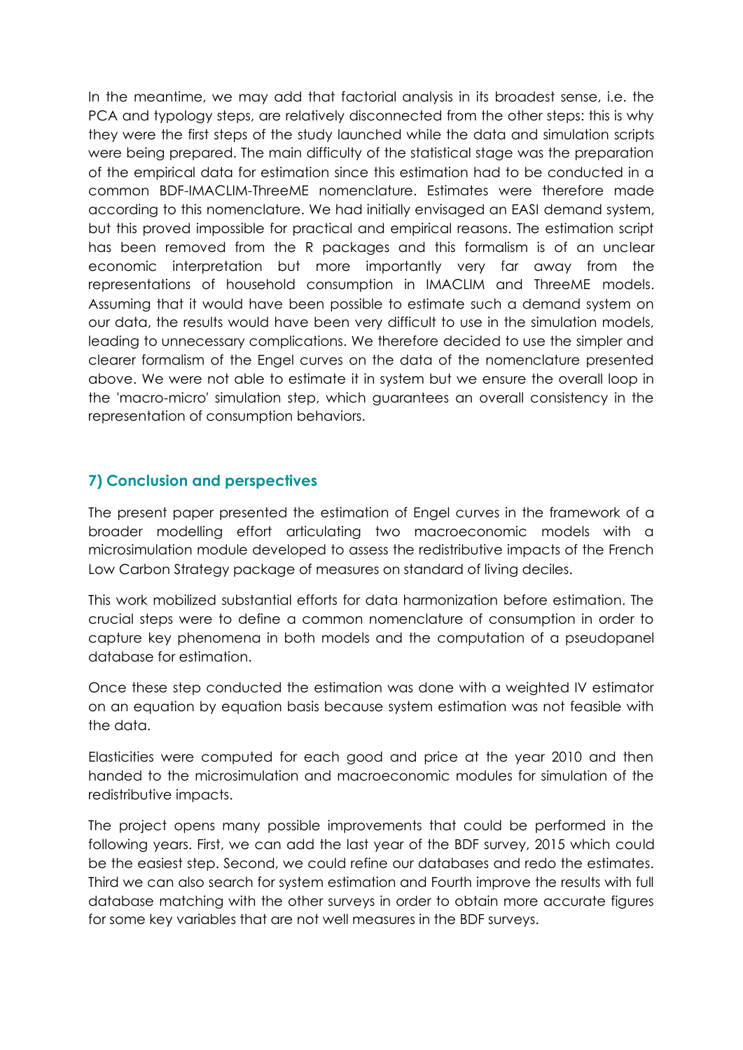In the meantime, we may add that factorial analysis in its broadest sense, i.e. the PCA and typology steps, are relatively disconnected from the other steps: this is why they were the first steps of the study launched while the data and simulation scripts were being prepared. The main difficulty of the statistical stage was the preparation of the empirical data for estimation since this estimation had to be conducted in a common BDF-IMACLIM-ThreeME nomenclature. Estimates were therefore made according to this nomenclature. We had initially envisaged an EASI demand system, but this proved impossible for practical and empirical reasons. The estimation script has been removed from the R packages and this formalism is of an unclear economic interpretation but more importantly very far away from the representations of household consumption in IMACLIM and ThreeME models. Assuming that it would have been possible to estimate such a demand system on our data, the results would have been very difficult to use in the simulation models, leading to unnecessary complications. We therefore decided to use the simpler and clearer formalism of the Engel curves on the data of the nomenclature presented above. We were not able to estimate it in system but we ensure the overall loop in the 'macro-micro' simulation step, which guarantees an overall consistency in the representation of consumption behaviors.

## 7) Conclusion and perspectives

The present paper presented the estimation of Engel curves in the framework of a broader modelling effort articulating two macroeconomic models with a microsimulation module developed to assess the redistributive impacts of the French Low Carbon Strategy package of measures on standard of living deciles.

This work mobilized substantial efforts for data harmonization before estimation. The crucial steps were to define a common nomenclature of consumption in order to capture key phenomena in both models and the computation of a pseudopanel database for estimation.

Once these step conducted the estimation was done with a weighted IV estimator on an equation by equation basis because system estimation was not feasible with the data.

Elasticities were computed for each good and price at the year 2010 and then handed to the microsimulation and macroeconomic modules for simulation of the redistributive impacts.

The project opens many possible improvements that could be performed in the following years. First, we can add the last year of the BDF survey, 2015 which could be the easiest step. Second, we could refine our databases and redo the estimates. Third we can also search for system estimation and Fourth improve the results with full database matching with the other surveys in order to obtain more accurate figures for some key variables that are not well measures in the BDF surveys.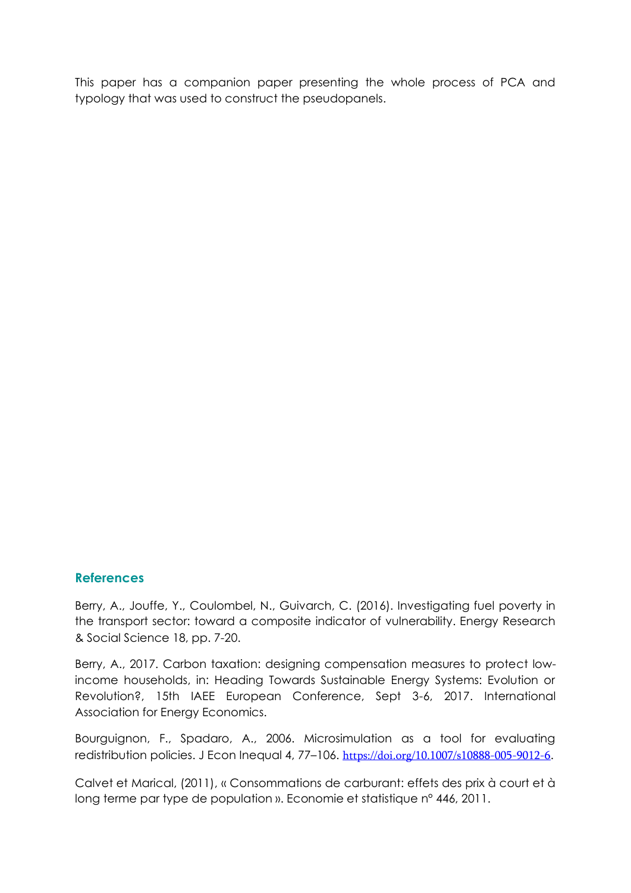This paper has a companion paper presenting the whole process of PCA and typology that was used to construct the pseudopanels.

## References

Berry, A., Jouffe, Y., Coulombel, N., Guivarch, C. (2016). Investigating fuel poverty in the transport sector: toward a composite indicator of vulnerability. Energy Research & Social Science 18, pp. 7-20.

Berry, A., 2017. Carbon taxation: designing compensation measures to protect low-income households, in: Heading Towards Sustainable Energy Systems: Evolution or Revolution?, 15th IAEE European Conference, Sept 3-6, 2017. International Association for Energy Economics.

Bourguignon, F., Spadaro, A., 2006. Microsimulation as a tool for evaluating redistribution policies. J Econ Inequal 4, 77–106. https://doi.org/10.1007/s10888-005-9012-6.

Calvet et Marical, (2011), « Consommations de carburant: effets des prix à court et à long terme par type de population ». Economie et statistique n° 446, 2011.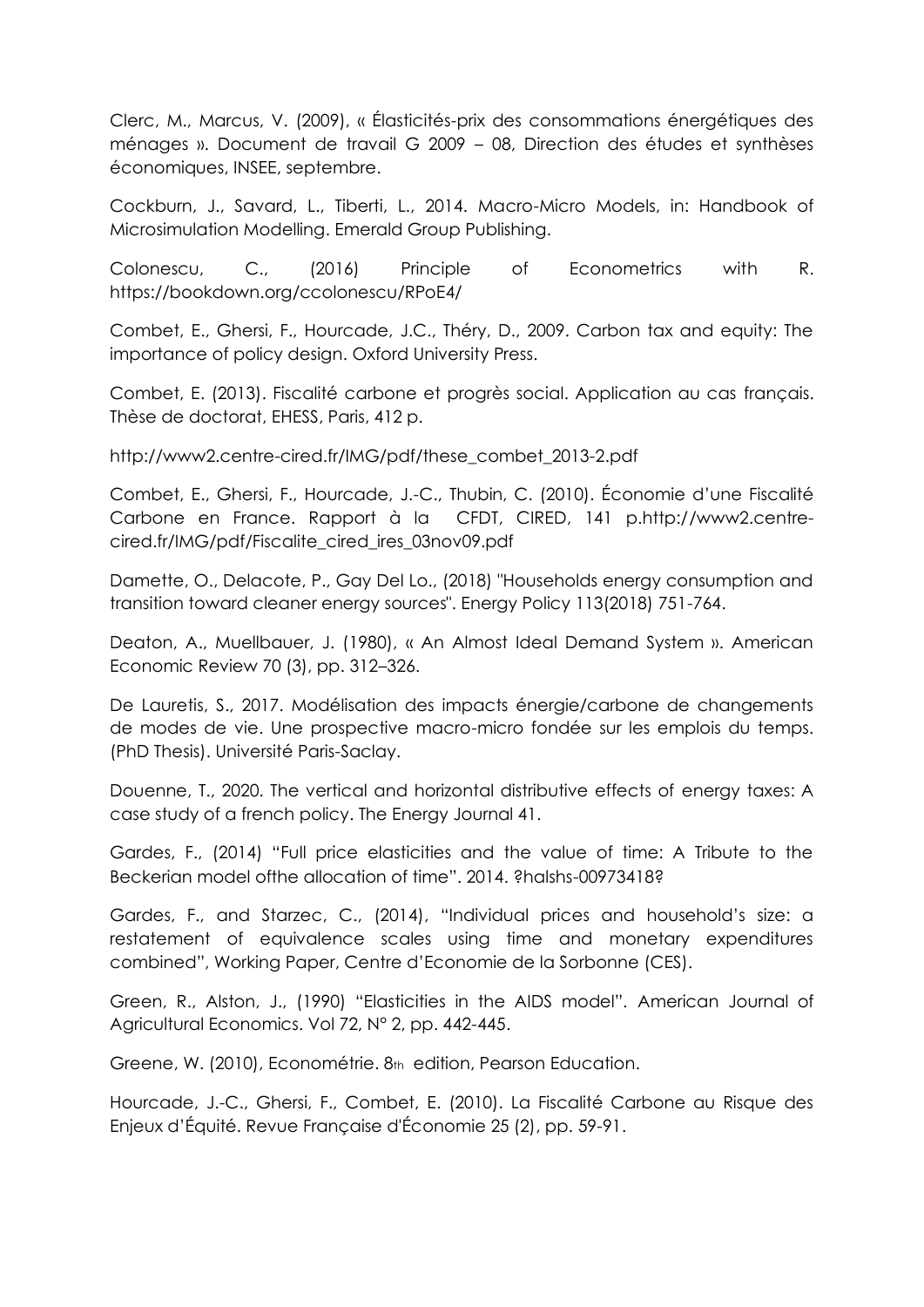Clerc, M., Marcus, V. (2009), « Élasticités-prix des consommations énergétiques des ménages ». Document de travail G 2009 – 08, Direction des études et synthèses économiques, INSEE, septembre.

Cockburn, J., Savard, L., Tiberti, L., 2014. Macro-Micro Models, in: Handbook of Microsimulation Modelling. Emerald Group Publishing.

Colonescu, C., (2016) Principle of Econometrics with R. https://bookdown.org/ccolonescu/RPoE4/

Combet, E., Ghersi, F., Hourcade, J.C., Théry, D., 2009. Carbon tax and equity: The importance of policy design. Oxford University Press.

Combet, E. (2013). Fiscalité carbone et progrès social. Application au cas français. Thèse de doctorat, EHESS, Paris, 412 p.

http://www2.centre-cired.fr/IMG/pdf/these_combet_2013-2.pdf

Combet, E., Ghersi, F., Hourcade, J.-C., Thubin, C. (2010). Économie d'une Fiscalité Carbone en France. Rapport à la CFDT, CIRED, 141 p.http://www2.centre-cired.fr/IMG/pdf/Fiscalite_cired_ires_03nov09.pdf

Damette, O., Delacote, P., Gay Del Lo., (2018) "Households energy consumption and transition toward cleaner energy sources". Energy Policy 113(2018) 751-764.

Deaton, A., Muellbauer, J. (1980), « An Almost Ideal Demand System ». American Economic Review 70 (3), pp. 312–326.

De Lauretis, S., 2017. Modélisation des impacts énergie/carbone de changements de modes de vie. Une prospective macro-micro fondée sur les emplois du temps. (PhD Thesis). Université Paris-Saclay.

Douenne, T., 2020. The vertical and horizontal distributive effects of energy taxes: A case study of a french policy. The Energy Journal 41.

Gardes, F., (2014) "Full price elasticities and the value of time: A Tribute to the Beckerian model ofthe allocation of time". 2014. ?halshs-00973418?

Gardes, F., and Starzec, C., (2014), "Individual prices and household's size: a restatement of equivalence scales using time and monetary expenditures combined", Working Paper, Centre d'Economie de la Sorbonne (CES).

Green, R., Alston, J., (1990) "Elasticities in the AIDS model". American Journal of Agricultural Economics. Vol 72, N° 2, pp. 442-445.

Greene, W. (2010), Econométrie. 8th edition, Pearson Education.

Hourcade, J.-C., Ghersi, F., Combet, E. (2010). La Fiscalité Carbone au Risque des Enjeux d'Équité. Revue Française d'Économie 25 (2), pp. 59-91.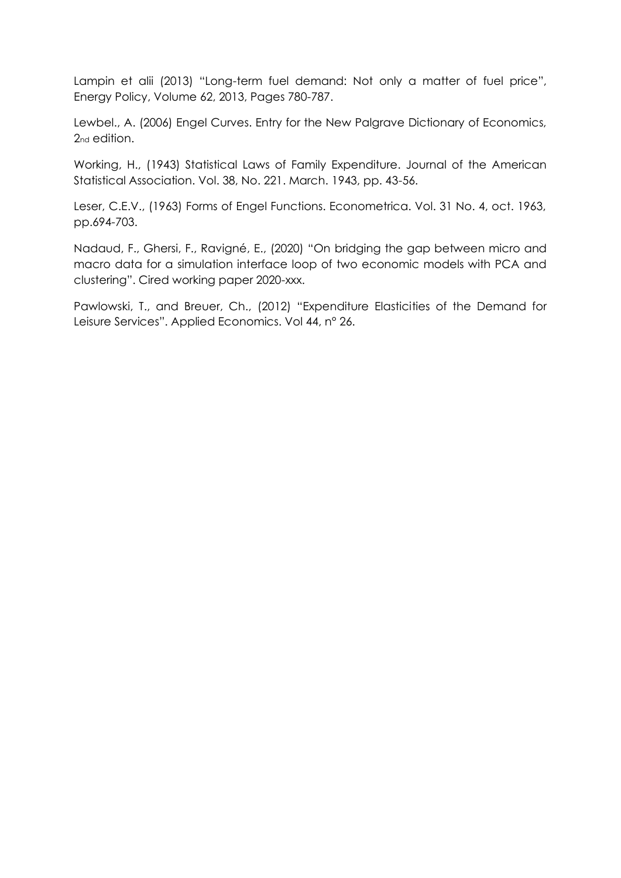Lampin et alii (2013) "Long-term fuel demand: Not only a matter of fuel price", Energy Policy, Volume 62, 2013, Pages 780-787.

Lewbel., A. (2006) Engel Curves. Entry for the New Palgrave Dictionary of Economics, 2nd edition.

Working, H., (1943) Statistical Laws of Family Expenditure. Journal of the American Statistical Association. Vol. 38, No. 221. March. 1943, pp. 43-56.

Leser, C.E.V., (1963) Forms of Engel Functions. Econometrica. Vol. 31 No. 4, oct. 1963, pp.694-703.

Nadaud, F., Ghersi, F., Ravigné, E., (2020) "On bridging the gap between micro and macro data for a simulation interface loop of two economic models with PCA and clustering". Cired working paper 2020-xxx.

Pawlowski, T., and Breuer, Ch., (2012) "Expenditure Elasticities of the Demand for Leisure Services". Applied Economics. Vol 44, n° 26.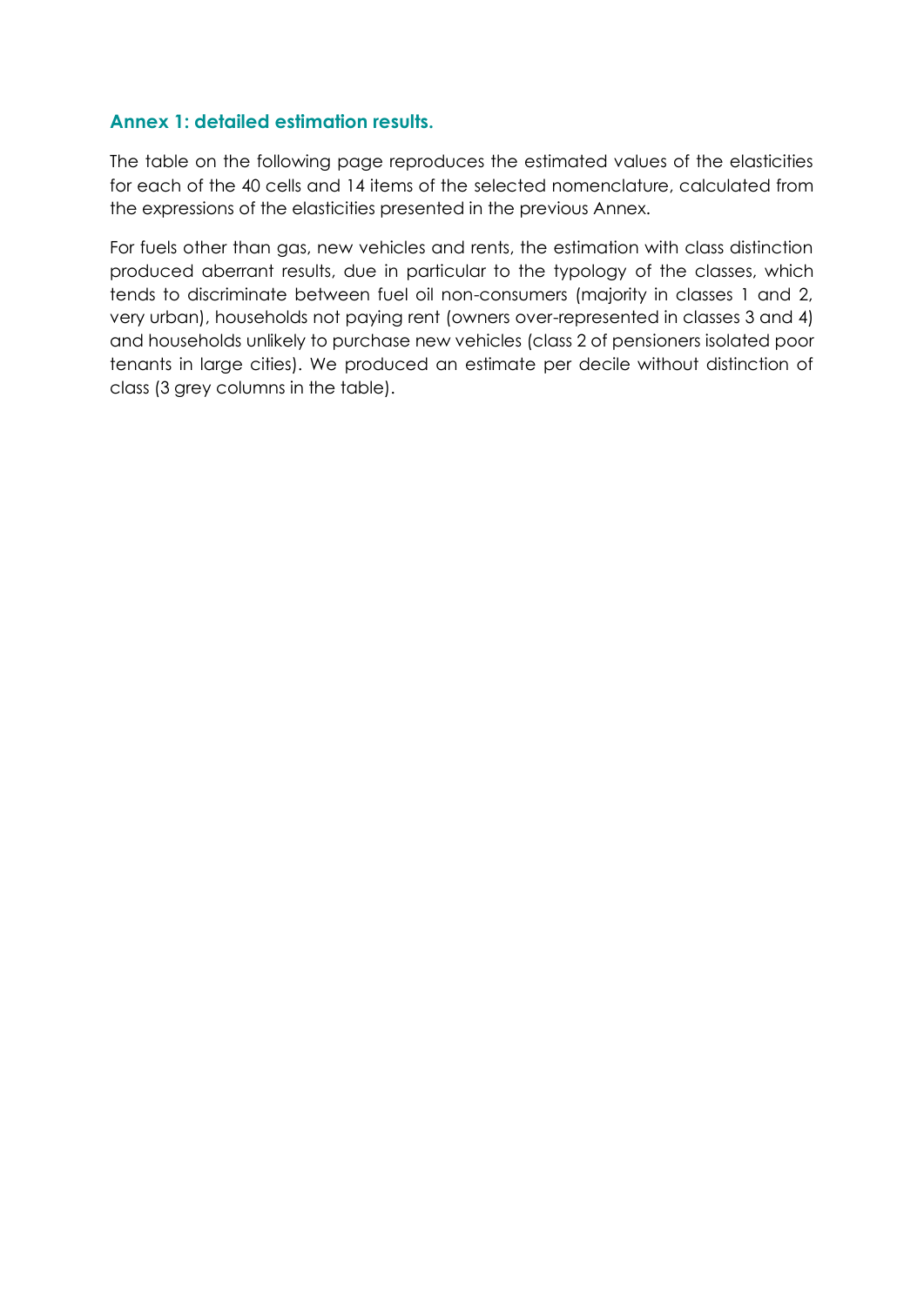## Annex 1: detailed estimation results.

The table on the following page reproduces the estimated values of the elasticities for each of the 40 cells and 14 items of the selected nomenclature, calculated from the expressions of the elasticities presented in the previous Annex.

For fuels other than gas, new vehicles and rents, the estimation with class distinction produced aberrant results, due in particular to the typology of the classes, which tends to discriminate between fuel oil non-consumers (majority in classes 1 and 2, very urban), households not paying rent (owners over-represented in classes 3 and 4) and households unlikely to purchase new vehicles (class 2 of pensioners isolated poor tenants in large cities). We produced an estimate per decile without distinction of class (3 grey columns in the table).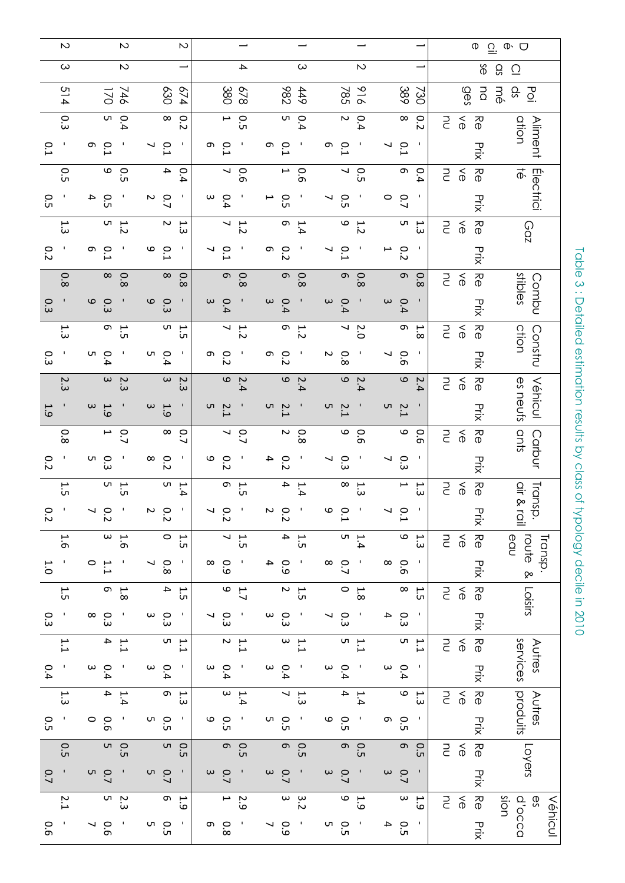Table 3 : Detailed estimation results by class of typology decile in 2010

| Décile | Classe | Poids ménages | Alimentation | | Électricité | | Gaz | | Combustibles | | Construction | | Véhicules neufs | | Carburants | | Transp. air & rail | | Transp. route & eau | | Loisirs | | Autres services | | Autres produits | | Loyers | | Véhicules d'occasion | |
|---|---|---|---|---|---|---|---|---|---|---|---|---|---|---|---|---|---|---|---|---|---|---|---|---|---|---|---|---|---|---|
| | | | Revenu | Prix | Revenu | Prix | Revenu | Prix | Revenu | Prix | Revenu | Prix | Revenu | Prix | Revenu | Prix | Revenu | Prix | Revenu | Prix | Revenu | Prix | Revenu | Prix | Revenu | Prix | Revenu | Prix | Revenu | Prix |
| 1 | 1 | 730389 | 0.28 | -0.17 | 0.46 | -0.70 | 1.35 | -0.21 | 0.86 | -0.43 | 1.86 | -0.67 | 2.49 | -2.15 | 0.69 | -0.37 | 1.31 | -0.17 | 1.39 | -0.68 | 1.58 | -0.34 | 1.15 | -0.43 | 1.39 | -0.56 | 0.56 | -0.73 | 1.93 | -0.54 |
| 1 | 2 | 916785 | 0.42 | -0.16 | 0.57 | -0.57 | 1.29 | -0.17 | 0.86 | -0.43 | 2.07 | -0.82 | 2.49 | -2.15 | 0.69 | -0.37 | 1.38 | -0.19 | 1.45 | -0.78 | 1.80 | -0.37 | 1.15 | -0.43 | 1.44 | -0.59 | 0.56 | -0.73 | 1.99 | -0.55 |
| 1 | 3 | 449982 | 0.45 | -0.16 | 0.61 | -0.51 | 1.46 | -0.26 | 0.86 | -0.43 | 1.26 | -0.26 | 2.49 | -2.15 | 0.82 | -0.24 | 1.44 | -0.22 | 1.54 | -0.94 | 1.52 | -0.33 | 1.13 | -0.43 | 1.37 | -0.55 | 0.56 | -0.73 | 3.23 | -0.97 |
| 1 | 4 | 678380 | 0.51 | -0.16 | 0.67 | -0.43 | 1.27 | -0.17 | 0.86 | -0.43 | 1.27 | -0.26 | 2.49 | -2.15 | 0.77 | -0.29 | 1.56 | -0.27 | 1.57 | -0.98 | 1.79 | -0.37 | 1.12 | -0.43 | 1.43 | -0.59 | 0.56 | -0.73 | 2.91 | -0.86 |
| 2 | 1 | 674630 | 0.28 | -0.17 | 0.44 | -0.72 | 1.32 | -0.19 | 0.88 | -0.39 | 1.55 | -0.45 | 2.33 | -1.93 | 0.78 | -0.28 | 1.45 | -0.22 | 1.50 | -0.87 | 1.54 | -0.33 | 1.15 | -0.43 | 1.36 | -0.55 | 0.55 | -0.75 | 1.96 | -0.55 |
| 2 | 2 | 746170 | 0.45 | -0.16 | 0.59 | -0.54 | 1.25 | -0.16 | 0.88 | -0.39 | 1.56 | -0.45 | 2.33 | -1.93 | 0.71 | -0.35 | 1.55 | -0.27 | 1.63 | -1.10 | 1.86 | -0.38 | 1.14 | -0.43 | 1.44 | -0.60 | 0.55 | -0.75 | 2.35 | -0.67 |
| 2 | 3 | 514 | 0.3 | -0.1 | 0.5 | -0.5 | 1.3 | -0.2 | 0.8 | -0.3 | 1.3 | -0.3 | 2.3 | -1.9 | 0.8 | -0.2 | 1.5 | -0.2 | 1.6 | -1.0 | 1.5 | -0.3 | 1.1 | -0.4 | 1.3 | -0.5 | 0.5 | -0.7 | 2.1 | -0.6 |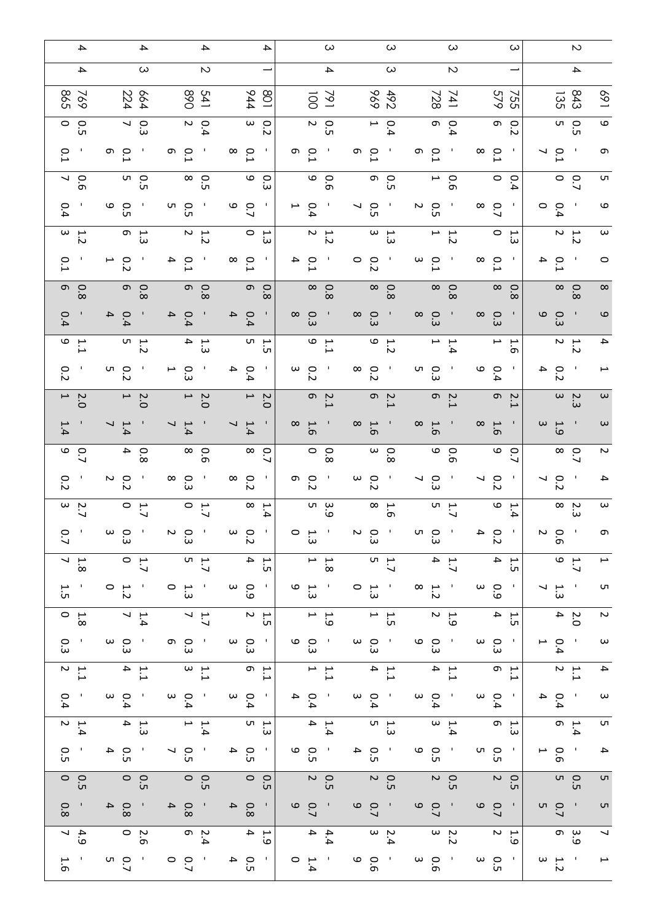| | | | | | | | | | | | | | | | | |
|---|---|---|---|---|---|---|---|---|---|---|---|---|---|---|---|---|
| | | 691 | 9 6 | 5 9 | 3 0 | 8 9 | 4 1 | 3 3 | 2 4 | 3 6 | 1 5 | 2 3 | 4 3 | 5 4 | 5 5 | 7 1 |
| 2 | 4 | 843135 | 0.55 - 0.17 | 0.70 - 0.40 | 1.22 - 0.14 | 0.88 - 0.39 | 1.22 - 0.24 | 2.33 - 1.93 | 0.78 - 0.27 | 2.38 - 0.62 | 1.79 - 1.37 | 2.04 - 0.41 | 1.12 - 0.44 | 1.46 - 0.61 | 0.55 - 0.75 | 3.96 - 1.23 |
| 3 | 1 | 755579 | 0.26 - 0.18 | 0.40 - 0.78 | 1.30 - 0.18 | 0.88 - 0.38 | 1.61 - 0.49 | 2.16 - 1.68 | 0.79 - 0.27 | 1.49 - 0.24 | 1.54 - 0.93 | 1.54 - 0.33 | 1.16 - 0.43 | 1.36 - 0.55 | 0.52 - 0.79 | 1.92 - 0.53 |
| 3 | 2 | 741728 | 0.46 - 0.16 | 0.61 - 0.52 | 1.21 - 0.13 | 0.88 - 0.38 | 1.41 - 0.35 | 2.16 - 1.68 | 0.69 - 0.37 | 1.75 - 0.35 | 1.74 - 1.28 | 1.92 - 0.39 | 1.14 - 0.43 | 1.43 - 0.59 | 0.52 - 0.79 | 2.23 - 0.63 |
| 3 | 3 | 492969 | 0.41 - 0.16 | 0.56 - 0.57 | 1.33 - 0.20 | 0.88 - 0.38 | 1.29 - 0.28 | 2.16 - 1.68 | 0.83 - 0.23 | 1.68 - 0.32 | 1.75 - 1.30 | 1.51 - 0.33 | 1.14 - 0.43 | 1.35 - 0.54 | 0.52 - 0.79 | 2.43 - 0.69 |
| 3 | 4 | 791100 | 0.52 - 0.16 | 0.69 - 0.41 | 1.22 - 0.14 | 0.88 - 0.38 | 1.19 - 0.23 | 2.16 - 1.68 | 0.80 - 0.26 | 3.95 - 1.30 | 1.81 - 1.39 | 1.91 - 0.39 | 1.11 - 0.44 | 1.44 - 0.59 | 0.52 - 0.79 | 4.44 - 1.40 |
| 4 | 1 | 801944 | 0.23 - 0.18 | 0.39 - 0.79 | 1.30 - 0.18 | 0.86 - 0.44 | 1.55 - 0.44 | 2.01 - 1.47 | 0.78 - 0.28 | 1.48 - 0.23 | 1.54 - 0.93 | 1.52 - 0.33 | 1.16 - 0.43 | 1.35 - 0.54 | 0.50 - 0.84 | 1.94 - 0.54 |
| 4 | 2 | 541890 | 0.42 - 0.16 | 0.58 - 0.55 | 1.22 - 0.14 | 0.86 - 0.44 | 1.34 - 0.31 | 2.01 - 1.47 | 0.68 - 0.38 | 1.70 - 0.32 | 1.75 - 1.30 | 1.77 - 0.36 | 1.13 - 0.43 | 1.41 - 0.57 | 0.50 - 0.84 | 2.46 - 0.70 |
| 4 | 3 | 664224 | 0.37 - 0.16 | 0.55 - 0.59 | 1.36 - 0.21 | 0.86 - 0.44 | 1.25 - 0.25 | 2.01 - 1.47 | 0.84 - 0.22 | 1.70 - 0.33 | 1.70 - 1.20 | 1.47 - 0.33 | 1.14 - 0.43 | 1.34 - 0.54 | 0.50 - 0.84 | 2.60 - 0.75 |
| 4 | 4 | 769865 | 0.50 - 0.1 | 0.67 - 0.4 | 1.23 - 0.1 | 0.86 - 0.4 | 1.19 - 0.2 | 2.01 - 1.4 | 0.79 - 0.2 | 2.73 - 0.7 | 1.87 - 1.5 | 1.80 - 0.3 | 1.12 - 0.4 | 1.42 - 0.5 | 0.50 - 0.8 | 4.97 - 1.6 |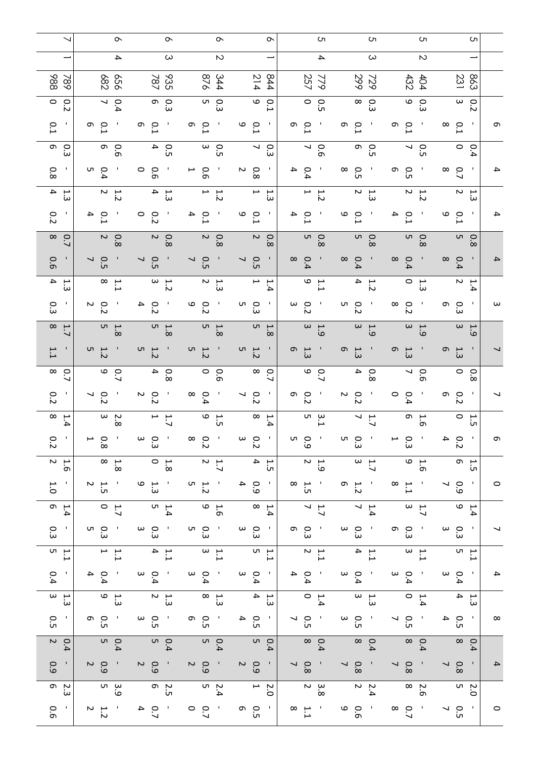| | | | 6 | 4 | 4 | 4 | 3 | 7 | 7 | 6 | 0 | 7 | 4 | 8 | 4 | 0 |
|---|---|---|---|---|---|---|---|---|---|---|---|---|---|---|---|---|
| 5 | 1 | 863231 | 0.23 - 0.18 | 0.40 - 0.78 | 1.32 - 0.19 | 0.85 - 0.48 | 1.42 - 0.36 | 1.93 - 1.36 | 0.80 - 0.26 | 1.50 - 0.24 | 1.56 - 0.97 | 1.49 - 0.33 | 1.15 - 0.43 | 1.34 - 0.54 | 0.48 - 0.87 | 2.05 - 0.57 |
| 5 | 2 | 404432 | 0.39 - 0.16 | 0.57 - 0.56 | 1.22 - 0.14 | 0.85 - 0.48 | 1.30 - 0.28 | 1.93 - 1.36 | 0.67 - 0.40 | 1.66 - 0.31 | 1.69 - 1.18 | 1.73 - 0.36 | 1.13 - 0.43 | 1.40 - 0.57 | 0.48 - 0.87 | 2.68 - 0.78 |
| 5 | 3 | 729299 | 0.38 - 0.16 | 0.56 - 0.58 | 1.32 - 0.19 | 0.85 - 0.48 | 1.24 - 0.25 | 1.93 - 1.36 | 0.84 - 0.22 | 1.77 - 0.35 | 1.73 - 1.26 | 1.47 - 0.33 | 1.14 - 0.43 | 1.33 - 0.53 | 0.48 - 0.87 | 2.42 - 0.69 |
| 5 | 4 | 779257 | 0.50 - 0.16 | 0.67 - 0.44 | 1.21 - 0.14 | 0.85 - 0.48 | 1.19 - 0.23 | 1.93 - 1.36 | 0.79 - 0.26 | 3.15 - 0.95 | 1.92 - 1.58 | 1.77 - 0.36 | 1.12 - 0.44 | 1.40 - 0.57 | 0.48 - 0.87 | 3.82 - 1.18 |
| 6 | 1 | 844214 | 0.19 - 0.19 | 0.37 - 0.82 | 1.31 - 0.19 | 0.82 - 0.57 | 1.41 - 0.35 | 1.85 - 1.25 | 0.78 - 0.27 | 1.48 - 0.23 | 1.54 - 0.94 | 1.48 - 0.33 | 1.15 - 0.43 | 1.34 - 0.54 | 0.45 - 0.92 | 2.01 - 0.56 |
| 6 | 2 | 344876 | 0.35 - 0.16 | 0.53 - 0.61 | 1.21 - 0.14 | 0.82 - 0.57 | 1.32 - 0.29 | 1.85 - 1.25 | 0.60 - 0.48 | 1.59 - 0.28 | 1.72 - 1.25 | 1.69 - 0.35 | 1.13 - 0.43 | 1.38 - 0.56 | 0.45 - 0.92 | 2.45 - 0.70 |
| 6 | 3 | 935787 | 0.36 - 0.16 | 0.54 - 0.60 | 1.34 - 0.20 | 0.82 - 0.57 | 1.23 - 0.24 | 1.85 - 1.25 | 0.84 - 0.22 | 1.71 - 0.33 | 1.80 - 1.39 | 1.45 - 0.33 | 1.14 - 0.43 | 1.32 - 0.53 | 0.45 - 0.92 | 2.56 - 0.74 |
| 6 | 4 | 656682 | 0.47 - 0.16 | 0.66 - 0.45 | 1.22 - 0.14 | 0.82 - 0.57 | 1.18 - 0.22 | 1.85 - 1.25 | 0.79 - 0.27 | 2.83 - 0.81 | 1.88 - 1.52 | 1.70 - 0.35 | 1.11 - 0.44 | 1.39 - 0.56 | 0.45 - 0.92 | 3.95 - 1.22 |
| 7 | 1 | 789988 | 0.20 - 0.1 | 0.36 - 0.8 | 1.34 - 0.2 | 0.78 - 0.6 | 1.34 - 0.3 | 1.78 - 1.1 | 0.78 - 0.2 | 1.48 - 0.2 | 1.62 - 1.0 | 1.46 - 0.3 | 1.15 - 0.4 | 1.33 - 0.5 | 0.42 - 0.9 | 2.36 - 0.6 |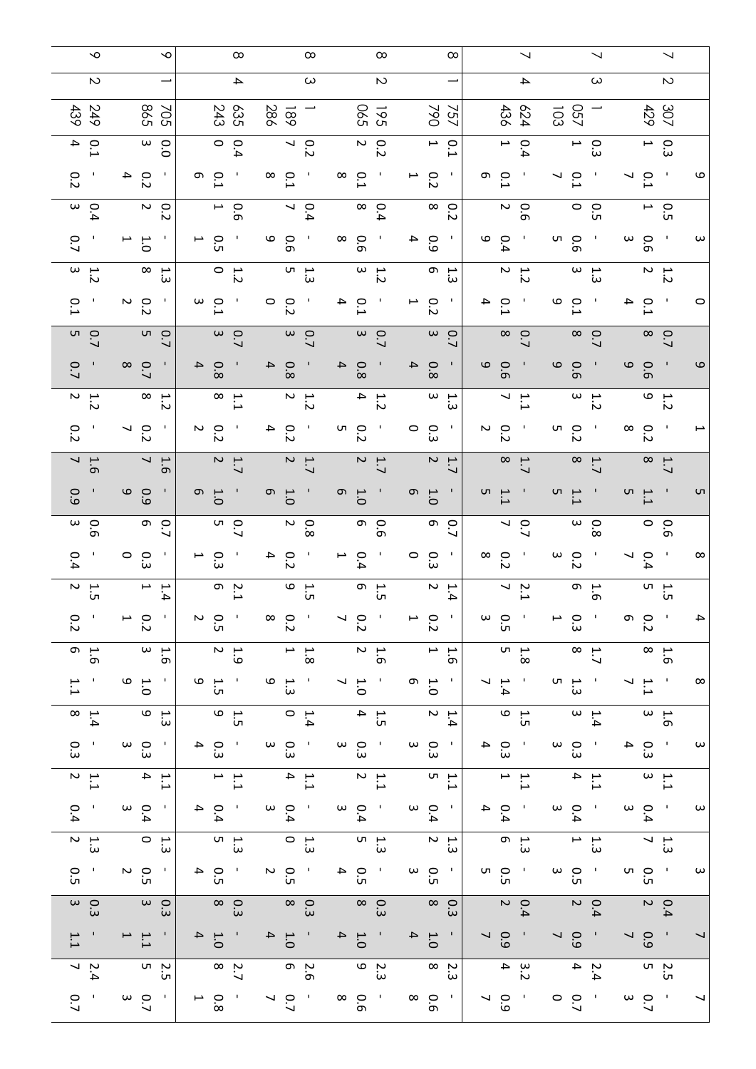| | | | | | | | | | | | | | | | | |
|---|---|---|---|---|---|---|---|---|---|---|---|---|---|---|---|---|
| 7 | 2 | 307429 | 0.31 - 0.19 | 0.51 - 0.63 | 1.22 - 0.10 | 0.78 - 0.69 | 1.29 - 0.21 | 1.78 - 1.15 | 0.60 - 0.48 | 1.55 - 0.24 | 1.68 - 1.18 | 1.63 - 0.33 | 1.13 - 0.43 | 1.37 - 0.53 | 0.42 - 0.97 | 2.55 - 0.77 |
| 7 | 3 | 1057103 | 0.31 - 0.17 | 0.50 - 0.63 | 1.33 - 0.14 | 0.78 - 0.69 | 1.23 - 0.28 | 1.78 - 1.15 | 0.83 - 0.27 | 1.66 - 0.36 | 1.78 - 1.37 | 1.43 - 0.34 | 1.14 - 0.43 | 1.31 - 0.55 | 0.42 - 0.97 | 2.44 - 0.73 |
| 7 | 4 | 624436 | 0.41 - 0.17 | 0.62 - 0.45 | 1.22 - 0.19 | 0.78 - 0.69 | 1.17 - 0.25 | 1.78 - 1.15 | 0.77 - 0.23 | 2.17 - 0.51 | 1.85 - 1.45 | 1.59 - 0.33 | 1.11 - 0.43 | 1.36 - 0.53 | 0.42 - 0.97 | 3.24 - 0.90 |
| 8 | 1 | 757790 | 0.11 - 0.26 | 0.28 - 0.99 | 1.36 - 0.24 | 0.73 - 0.89 | 1.33 - 0.32 | 1.72 - 1.05 | 0.76 - 0.38 | 1.42 - 0.23 | 1.61 - 1.07 | 1.42 - 0.34 | 1.15 - 0.44 | 1.32 - 0.55 | 0.38 - 1.07 | 2.38 - 0.67 |
| 8 | 2 | 195065 | 0.22 - 0.11 | 0.48 - 0.64 | 1.23 - 0.11 | 0.73 - 0.84 | 1.24 - 0.20 | 1.72 - 1.06 | 0.66 - 0.40 | 1.56 - 0.21 | 1.62 - 1.06 | 1.54 - 0.33 | 1.12 - 0.43 | 1.35 - 0.53 | 0.38 - 1.04 | 2.39 - 0.68 |
| 8 | 3 | 1189286 | 0.27 - 0.18 | 0.47 - 0.68 | 1.35 - 0.24 | 0.73 - 0.84 | 1.22 - 0.25 | 1.72 - 1.06 | 0.82 - 0.21 | 1.59 - 0.27 | 1.81 - 1.37 | 1.40 - 0.33 | 1.14 - 0.43 | 1.30 - 0.54 | 0.38 - 1.04 | 2.66 - 0.78 |
| 8 | 4 | 635243 | 0.40 - 0.18 | 0.61 - 0.59 | 1.20 - 0.10 | 0.73 - 0.84 | 1.18 - 0.24 | 1.72 - 1.06 | 0.75 - 0.34 | 2.16 - 0.58 | 1.92 - 1.59 | 1.59 - 0.33 | 1.11 - 0.43 | 1.35 - 0.52 | 0.38 - 1.04 | 2.78 - 0.87 |
| 9 | 1 | 705865 | 0.03 - 0.26 | 0.22 - 1.01 | 1.38 - 0.23 | 0.75 - 0.74 | 1.28 - 0.22 | 1.67 - 0.96 | 0.76 - 0.31 | 1.41 - 0.22 | 1.63 - 1.09 | 1.39 - 0.34 | 1.14 - 0.44 | 1.30 - 0.54 | 0.33 - 1.14 | 2.55 - 0.71 |
| 9 | 2 | 249439 | 0.14 - 0.24 | 0.43 - 0.71 | 1.23 - 0.12 | 0.75 - 0.78 | 1.22 - 0.27 | 1.67 - 0.99 | 0.63 - 0.40 | 1.52 - 0.21 | 1.66 - 1.19 | 1.48 - 0.33 | 1.12 - 0.43 | 1.32 - 0.52 | 0.33 - 1.11 | 2.47 - 0.73 |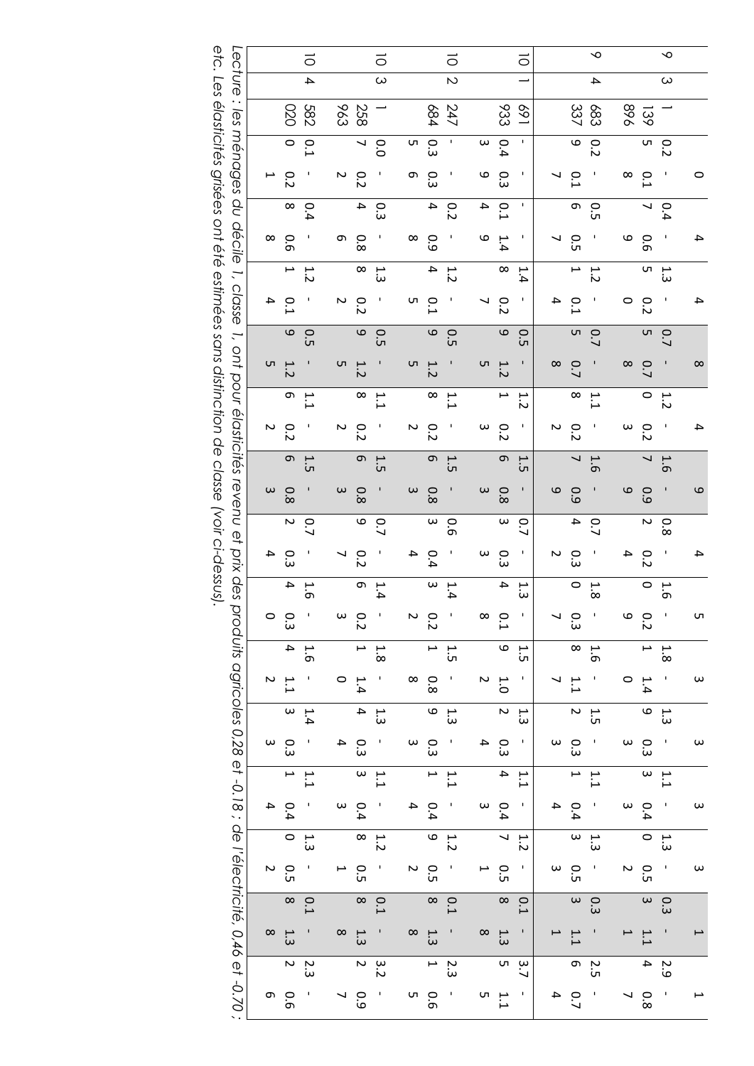| Décile | Classe | Ménages | 0 | 4 | 4 | 8 | 4 | 9 | 4 | 5 | 3 | 3 | 3 | 3 | 1 | 1 |
|---|---|---|---|---|---|---|---|---|---|---|---|---|---|---|---|---|
| 9 | 3 | 1 139 896 | 0.25 / -0.18 | 0.47 / -0.69 | 1.35 / -0.20 | 0.75 / -0.78 | 1.20 / -0.23 | 1.67 / -0.99 | 0.82 / -0.24 | 1.60 / -0.29 | 1.81 / -1.40 | 1.39 / -0.33 | 1.13 / -0.43 | 1.30 / -0.52 | 0.33 / -1.11 | 2.94 / -0.87 |
| 9 | 4 | 683 337 | 0.29 / -0.17 | 0.56 / -0.57 | 1.21 / -0.14 | 0.75 / -0.78 | 1.18 / -0.22 | 1.67 / -0.99 | 0.74 / -0.32 | 1.80 / -0.37 | 1.68 / -1.17 | 1.52 / -0.33 | 1.11 / -0.44 | 1.33 / -0.53 | 0.33 / -1.11 | 2.56 / -0.74 |
| 10 | 1 | 691 933 | -0.43 / -0.39 | -0.14 / -1.49 | 1.48 / -0.27 | 0.59 / -1.25 | 1.21 / -0.23 | 1.56 / -0.83 | 0.73 / -0.33 | 1.34 / -0.18 | 1.59 / -1.02 | 1.32 / -0.34 | 1.14 / -0.43 | 1.27 / -0.51 | 0.18 / -1.38 | 3.75 / -1.15 |
| 10 | 2 | 247 684 | -0.35 / -0.36 | 0.24 / -0.98 | 1.24 / -0.15 | 0.59 / -1.25 | 1.18 / -0.22 | 1.56 / -0.83 | 0.63 / -0.44 | 1.43 / -0.22 | 1.51 / -0.88 | 1.39 / -0.33 | 1.11 / -0.44 | 1.29 / -0.52 | 0.18 / -1.38 | 2.31 / -0.65 |
| 10 | 3 | 1 258 963 | 0.07 / -0.22 | 0.34 / -0.86 | 1.38 / -0.22 | 0.59 / -1.25 | 1.18 / -0.22 | 1.56 / -0.83 | 0.79 / -0.27 | 1.46 / -0.23 | 1.81 / -1.40 | 1.34 / -0.34 | 1.13 / -0.43 | 1.28 / -0.51 | 0.18 / -1.38 | 3.22 / -0.97 |
| 10 | 4 | 582 020 | 0.10 / -0.21 | 0.48 / -0.68 | 1.21 / -0.14 | 0.59 / -1.25 | 1.16 / -0.22 | 1.56 / -0.83 | 0.72 / -0.34 | 1.64 / -0.30 | 1.64 / -1.12 | 1.43 / -0.33 | 1.11 / -0.44 | 1.30 / -0.52 | 0.18 / -1.38 | 2.32 / -0.66 |

*Lecture : les ménages du décile 1, classe 1, ont pour élasticités revenu et prix des produits agricoles 0.28 et -0.18 ; de l'électricité, 0.46 et -0.70 ; etc. Les élasticités grisées ont été estimées sans distinction de classe (voir ci-dessus).*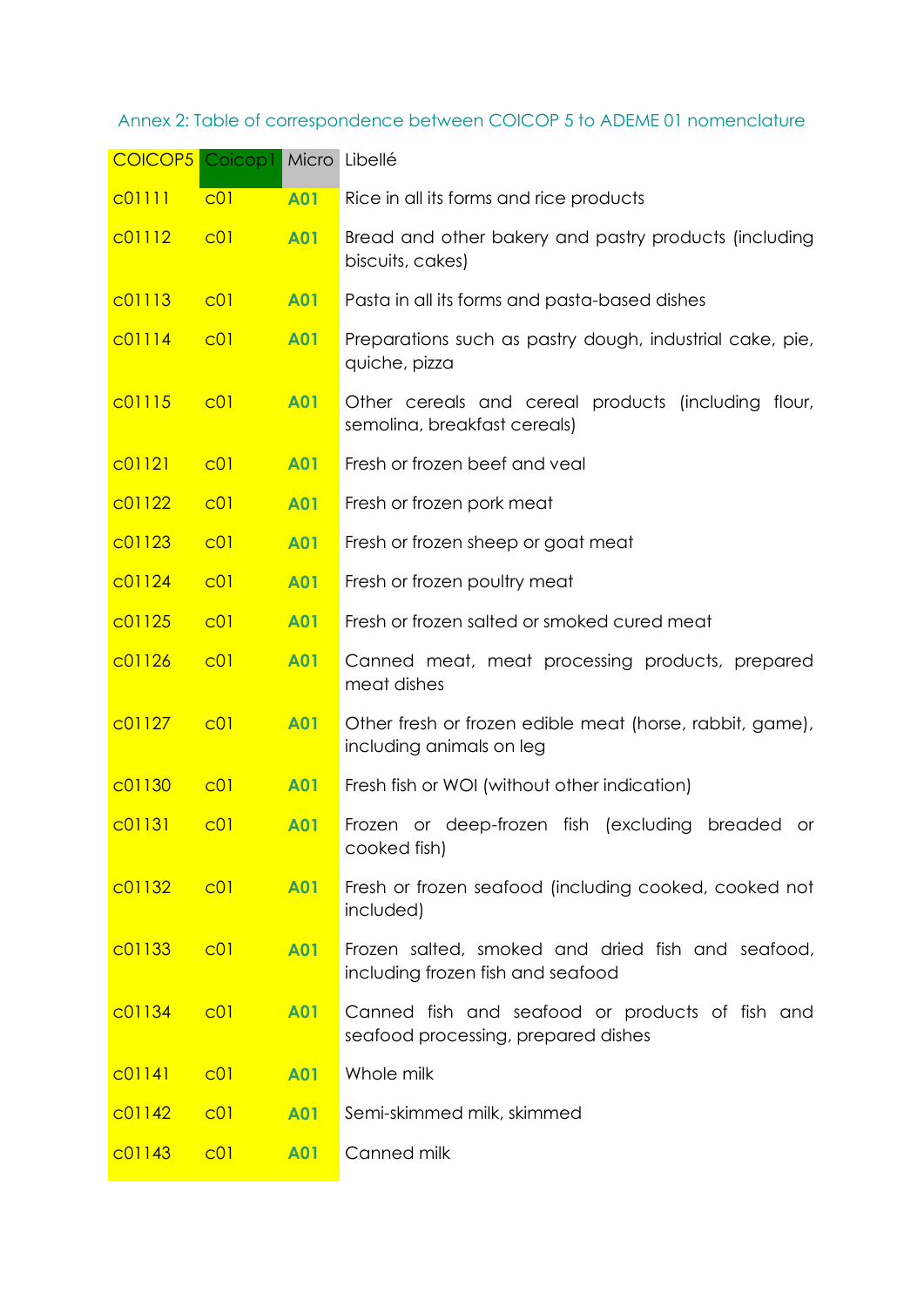Annex 2: Table of correspondence between COICOP 5 to ADEME 01 nomenclature

| COICOP5 | Coicop1 | Micro | Libellé |
|---|---|---|---|
| c01111 | c01 | **A01** | Rice in all its forms and rice products |
| c01112 | c01 | **A01** | Bread and other bakery and pastry products (including biscuits, cakes) |
| c01113 | c01 | **A01** | Pasta in all its forms and pasta-based dishes |
| c01114 | c01 | **A01** | Preparations such as pastry dough, industrial cake, pie, quiche, pizza |
| c01115 | c01 | **A01** | Other cereals and cereal products (including flour, semolina, breakfast cereals) |
| c01121 | c01 | **A01** | Fresh or frozen beef and veal |
| c01122 | c01 | **A01** | Fresh or frozen pork meat |
| c01123 | c01 | **A01** | Fresh or frozen sheep or goat meat |
| c01124 | c01 | **A01** | Fresh or frozen poultry meat |
| c01125 | c01 | **A01** | Fresh or frozen salted or smoked cured meat |
| c01126 | c01 | **A01** | Canned meat, meat processing products, prepared meat dishes |
| c01127 | c01 | **A01** | Other fresh or frozen edible meat (horse, rabbit, game), including animals on leg |
| c01130 | c01 | **A01** | Fresh fish or WOI (without other indication) |
| c01131 | c01 | **A01** | Frozen or deep-frozen fish (excluding breaded or cooked fish) |
| c01132 | c01 | **A01** | Fresh or frozen seafood (including cooked, cooked not included) |
| c01133 | c01 | **A01** | Frozen salted, smoked and dried fish and seafood, including frozen fish and seafood |
| c01134 | c01 | **A01** | Canned fish and seafood or products of fish and seafood processing, prepared dishes |
| c01141 | c01 | **A01** | Whole milk |
| c01142 | c01 | **A01** | Semi-skimmed milk, skimmed |
| c01143 | c01 | **A01** | Canned milk |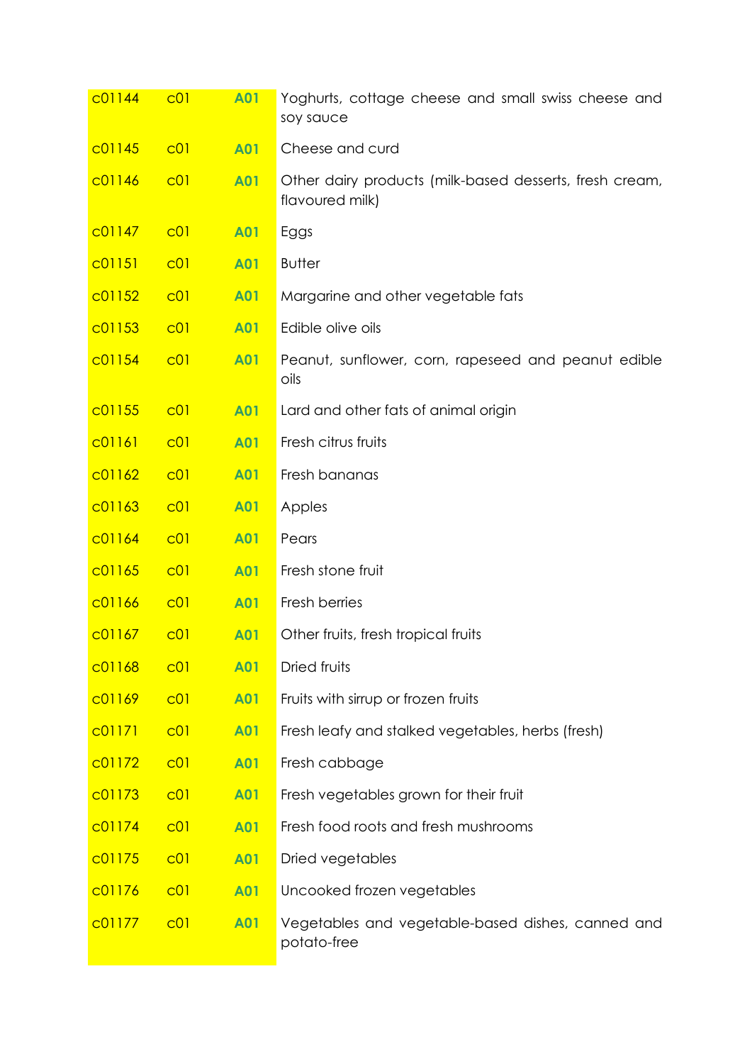| | | | |
|---|---|---|---|
| c01144 | c01 | **A01** | Yoghurts, cottage cheese and small swiss cheese and soy sauce |
| c01145 | c01 | **A01** | Cheese and curd |
| c01146 | c01 | **A01** | Other dairy products (milk-based desserts, fresh cream, flavoured milk) |
| c01147 | c01 | **A01** | Eggs |
| c01151 | c01 | **A01** | Butter |
| c01152 | c01 | **A01** | Margarine and other vegetable fats |
| c01153 | c01 | **A01** | Edible olive oils |
| c01154 | c01 | **A01** | Peanut, sunflower, corn, rapeseed and peanut edible oils |
| c01155 | c01 | **A01** | Lard and other fats of animal origin |
| c01161 | c01 | **A01** | Fresh citrus fruits |
| c01162 | c01 | **A01** | Fresh bananas |
| c01163 | c01 | **A01** | Apples |
| c01164 | c01 | **A01** | Pears |
| c01165 | c01 | **A01** | Fresh stone fruit |
| c01166 | c01 | **A01** | Fresh berries |
| c01167 | c01 | **A01** | Other fruits, fresh tropical fruits |
| c01168 | c01 | **A01** | Dried fruits |
| c01169 | c01 | **A01** | Fruits with sirrup or frozen fruits |
| c01171 | c01 | **A01** | Fresh leafy and stalked vegetables, herbs (fresh) |
| c01172 | c01 | **A01** | Fresh cabbage |
| c01173 | c01 | **A01** | Fresh vegetables grown for their fruit |
| c01174 | c01 | **A01** | Fresh food roots and fresh mushrooms |
| c01175 | c01 | **A01** | Dried vegetables |
| c01176 | c01 | **A01** | Uncooked frozen vegetables |
| c01177 | c01 | **A01** | Vegetables and vegetable-based dishes, canned and potato-free |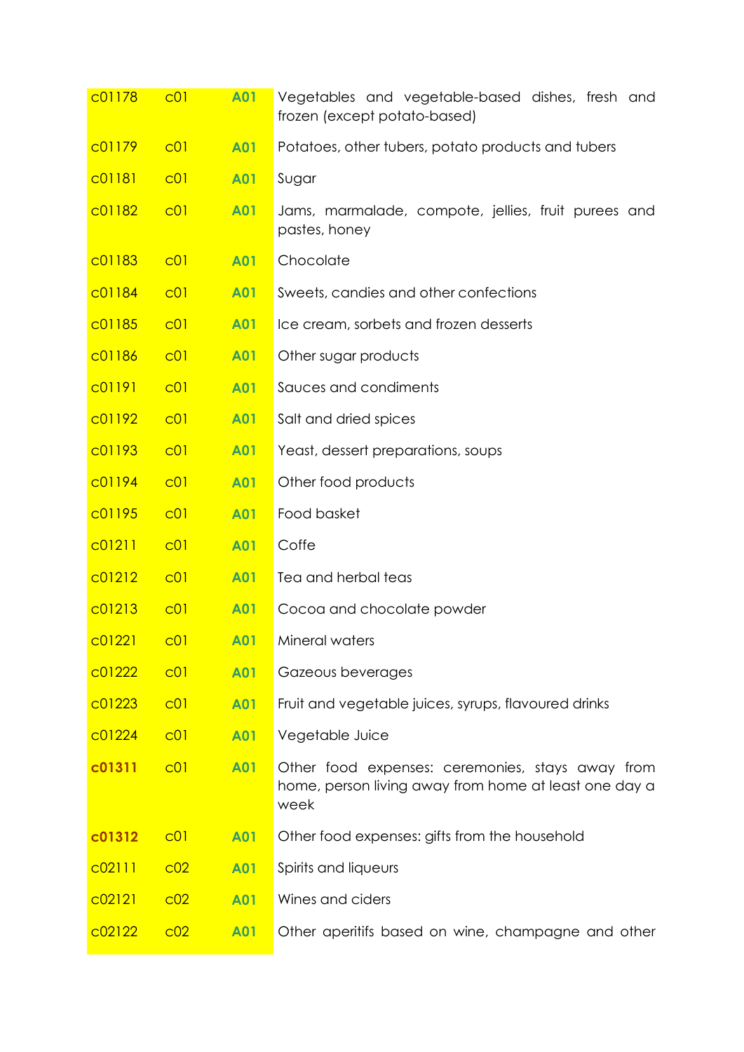| | | | |
|---|---|---|---|
| c01178 | c01 | **A01** | Vegetables and vegetable-based dishes, fresh and frozen (except potato-based) |
| c01179 | c01 | **A01** | Potatoes, other tubers, potato products and tubers |
| c01181 | c01 | **A01** | Sugar |
| c01182 | c01 | **A01** | Jams, marmalade, compote, jellies, fruit purees and pastes, honey |
| c01183 | c01 | **A01** | Chocolate |
| c01184 | c01 | **A01** | Sweets, candies and other confections |
| c01185 | c01 | **A01** | Ice cream, sorbets and frozen desserts |
| c01186 | c01 | **A01** | Other sugar products |
| c01191 | c01 | **A01** | Sauces and condiments |
| c01192 | c01 | **A01** | Salt and dried spices |
| c01193 | c01 | **A01** | Yeast, dessert preparations, soups |
| c01194 | c01 | **A01** | Other food products |
| c01195 | c01 | **A01** | Food basket |
| c01211 | c01 | **A01** | Coffe |
| c01212 | c01 | **A01** | Tea and herbal teas |
| c01213 | c01 | **A01** | Cocoa and chocolate powder |
| c01221 | c01 | **A01** | Mineral waters |
| c01222 | c01 | **A01** | Gazeous beverages |
| c01223 | c01 | **A01** | Fruit and vegetable juices, syrups, flavoured drinks |
| c01224 | c01 | **A01** | Vegetable Juice |
| **c01311** | c01 | **A01** | Other food expenses: ceremonies, stays away from home, person living away from home at least one day a week |
| **c01312** | c01 | **A01** | Other food expenses: gifts from the household |
| c02111 | c02 | **A01** | Spirits and liqueurs |
| c02121 | c02 | **A01** | Wines and ciders |
| c02122 | c02 | **A01** | Other aperitifs based on wine, champagne and other |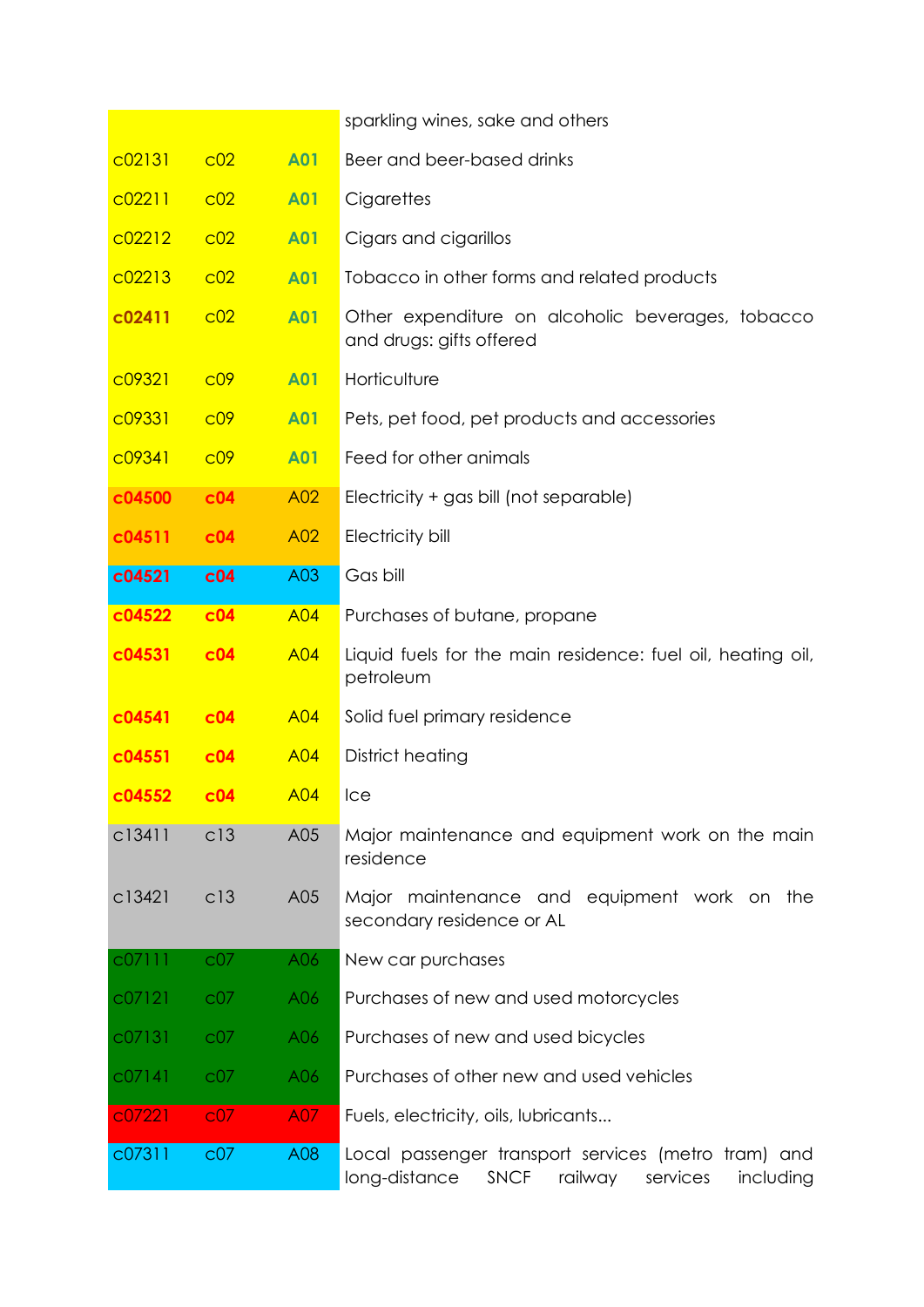| | | | |
|---|---|---|---|
| | | | sparkling wines, sake and others |
| c02131 | c02 | **A01** | Beer and beer-based drinks |
| c02211 | c02 | **A01** | Cigarettes |
| c02212 | c02 | **A01** | Cigars and cigarillos |
| c02213 | c02 | **A01** | Tobacco in other forms and related products |
| **c02411** | c02 | **A01** | Other expenditure on alcoholic beverages, tobacco and drugs: gifts offered |
| c09321 | c09 | **A01** | Horticulture |
| c09331 | c09 | **A01** | Pets, pet food, pet products and accessories |
| c09341 | c09 | **A01** | Feed for other animals |
| **c04500** | **c04** | A02 | Electricity + gas bill (not separable) |
| **c04511** | **c04** | A02 | Electricity bill |
| **c04521** | **c04** | A03 | Gas bill |
| **c04522** | **c04** | A04 | Purchases of butane, propane |
| **c04531** | **c04** | A04 | Liquid fuels for the main residence: fuel oil, heating oil, petroleum |
| **c04541** | **c04** | A04 | Solid fuel primary residence |
| **c04551** | **c04** | A04 | District heating |
| **c04552** | **c04** | A04 | Ice |
| c13411 | c13 | A05 | Major maintenance and equipment work on the main residence |
| c13421 | c13 | A05 | Major maintenance and equipment work on the secondary residence or AL |
| c07111 | c07 | A06 | New car purchases |
| c07121 | c07 | A06 | Purchases of new and used motorcycles |
| c07131 | c07 | A06 | Purchases of new and used bicycles |
| c07141 | c07 | A06 | Purchases of other new and used vehicles |
| c07221 | c07 | A07 | Fuels, electricity, oils, lubricants... |
| c07311 | c07 | A08 | Local passenger transport services (metro tram) and long-distance SNCF railway services including |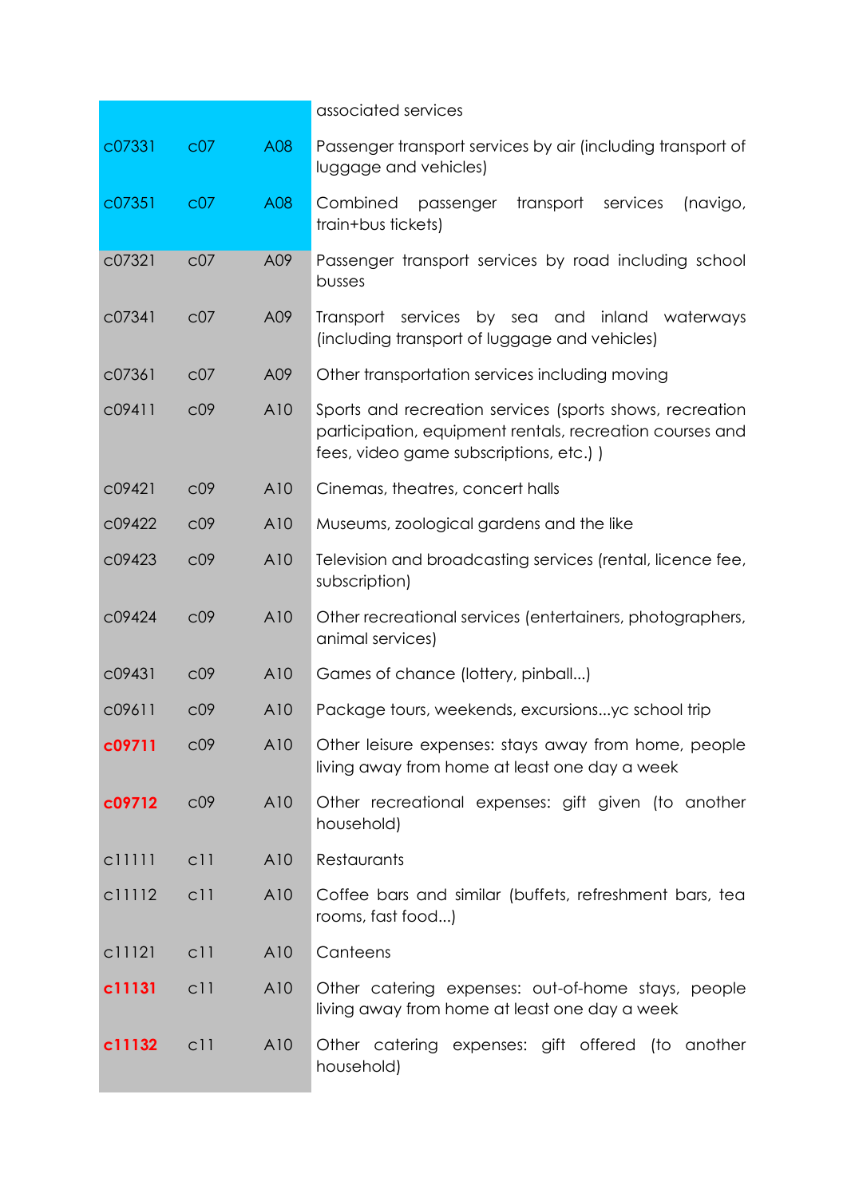|  |  |  | associated services |
|---|---|---|---|
| c07331 | c07 | A08 | Passenger transport services by air (including transport of luggage and vehicles) |
| c07351 | c07 | A08 | Combined passenger transport services (navigo, train+bus tickets) |
| c07321 | c07 | A09 | Passenger transport services by road including school busses |
| c07341 | c07 | A09 | Transport services by sea and inland waterways (including transport of luggage and vehicles) |
| c07361 | c07 | A09 | Other transportation services including moving |
| c09411 | c09 | A10 | Sports and recreation services (sports shows, recreation participation, equipment rentals, recreation courses and fees, video game subscriptions, etc.) ) |
| c09421 | c09 | A10 | Cinemas, theatres, concert halls |
| c09422 | c09 | A10 | Museums, zoological gardens and the like |
| c09423 | c09 | A10 | Television and broadcasting services (rental, licence fee, subscription) |
| c09424 | c09 | A10 | Other recreational services (entertainers, photographers, animal services) |
| c09431 | c09 | A10 | Games of chance (lottery, pinball...) |
| c09611 | c09 | A10 | Package tours, weekends, excursions...yc school trip |
| **c09711** | c09 | A10 | Other leisure expenses: stays away from home, people living away from home at least one day a week |
| **c09712** | c09 | A10 | Other recreational expenses: gift given (to another household) |
| c11111 | c11 | A10 | Restaurants |
| c11112 | c11 | A10 | Coffee bars and similar (buffets, refreshment bars, tea rooms, fast food...) |
| c11121 | c11 | A10 | Canteens |
| **c11131** | c11 | A10 | Other catering expenses: out-of-home stays, people living away from home at least one day a week |
| **c11132** | c11 | A10 | Other catering expenses: gift offered (to another household) |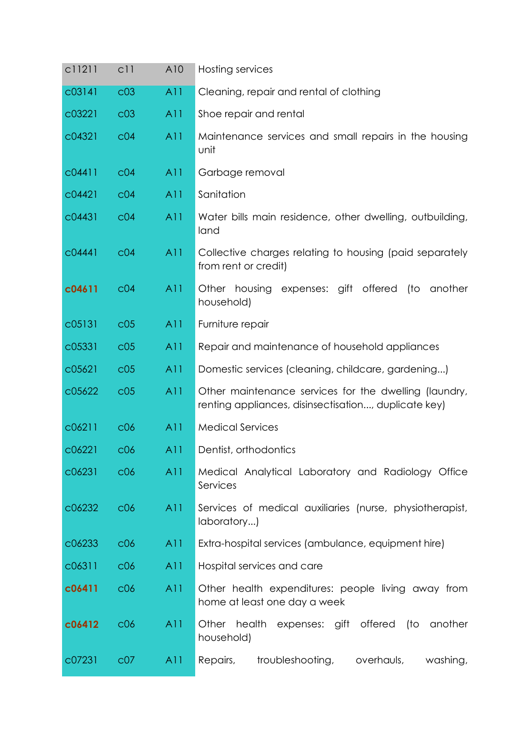| | | | |
|---|---|---|---|
| c11211 | c11 | A10 | Hosting services |
| c03141 | c03 | A11 | Cleaning, repair and rental of clothing |
| c03221 | c03 | A11 | Shoe repair and rental |
| c04321 | c04 | A11 | Maintenance services and small repairs in the housing unit |
| c04411 | c04 | A11 | Garbage removal |
| c04421 | c04 | A11 | Sanitation |
| c04431 | c04 | A11 | Water bills main residence, other dwelling, outbuilding, land |
| c04441 | c04 | A11 | Collective charges relating to housing (paid separately from rent or credit) |
| **c04611** | c04 | A11 | Other housing expenses: gift offered (to another household) |
| c05131 | c05 | A11 | Furniture repair |
| c05331 | c05 | A11 | Repair and maintenance of household appliances |
| c05621 | c05 | A11 | Domestic services (cleaning, childcare, gardening...) |
| c05622 | c05 | A11 | Other maintenance services for the dwelling (laundry, renting appliances, disinsectisation..., duplicate key) |
| c06211 | c06 | A11 | Medical Services |
| c06221 | c06 | A11 | Dentist, orthodontics |
| c06231 | c06 | A11 | Medical Analytical Laboratory and Radiology Office Services |
| c06232 | c06 | A11 | Services of medical auxiliaries (nurse, physiotherapist, laboratory...) |
| c06233 | c06 | A11 | Extra-hospital services (ambulance, equipment hire) |
| c06311 | c06 | A11 | Hospital services and care |
| **c06411** | c06 | A11 | Other health expenditures: people living away from home at least one day a week |
| **c06412** | c06 | A11 | Other health expenses: gift offered (to another household) |
| c07231 | c07 | A11 | Repairs, troubleshooting, overhauls, washing, |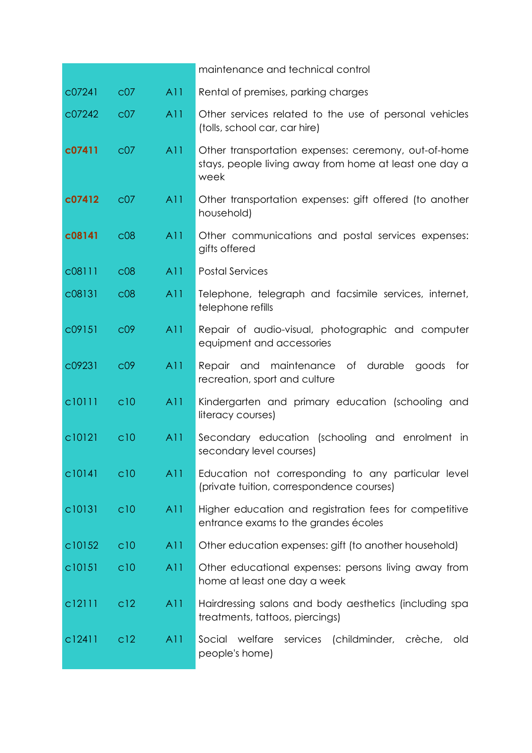| | | | |
|---|---|---|---|
| | | | maintenance and technical control |
| c07241 | c07 | A11 | Rental of premises, parking charges |
| c07242 | c07 | A11 | Other services related to the use of personal vehicles (tolls, school car, car hire) |
| **c07411** | c07 | A11 | Other transportation expenses: ceremony, out-of-home stays, people living away from home at least one day a week |
| **c07412** | c07 | A11 | Other transportation expenses: gift offered (to another household) |
| **c08141** | c08 | A11 | Other communications and postal services expenses: gifts offered |
| c08111 | c08 | A11 | Postal Services |
| c08131 | c08 | A11 | Telephone, telegraph and facsimile services, internet, telephone refills |
| c09151 | c09 | A11 | Repair of audio-visual, photographic and computer equipment and accessories |
| c09231 | c09 | A11 | Repair and maintenance of durable goods for recreation, sport and culture |
| c10111 | c10 | A11 | Kindergarten and primary education (schooling and literacy courses) |
| c10121 | c10 | A11 | Secondary education (schooling and enrolment in secondary level courses) |
| c10141 | c10 | A11 | Education not corresponding to any particular level (private tuition, correspondence courses) |
| c10131 | c10 | A11 | Higher education and registration fees for competitive entrance exams to the grandes écoles |
| c10152 | c10 | A11 | Other education expenses: gift (to another household) |
| c10151 | c10 | A11 | Other educational expenses: persons living away from home at least one day a week |
| c12111 | c12 | A11 | Hairdressing salons and body aesthetics (including spa treatments, tattoos, piercings) |
| c12411 | c12 | A11 | Social welfare services (childminder, crèche, old people's home) |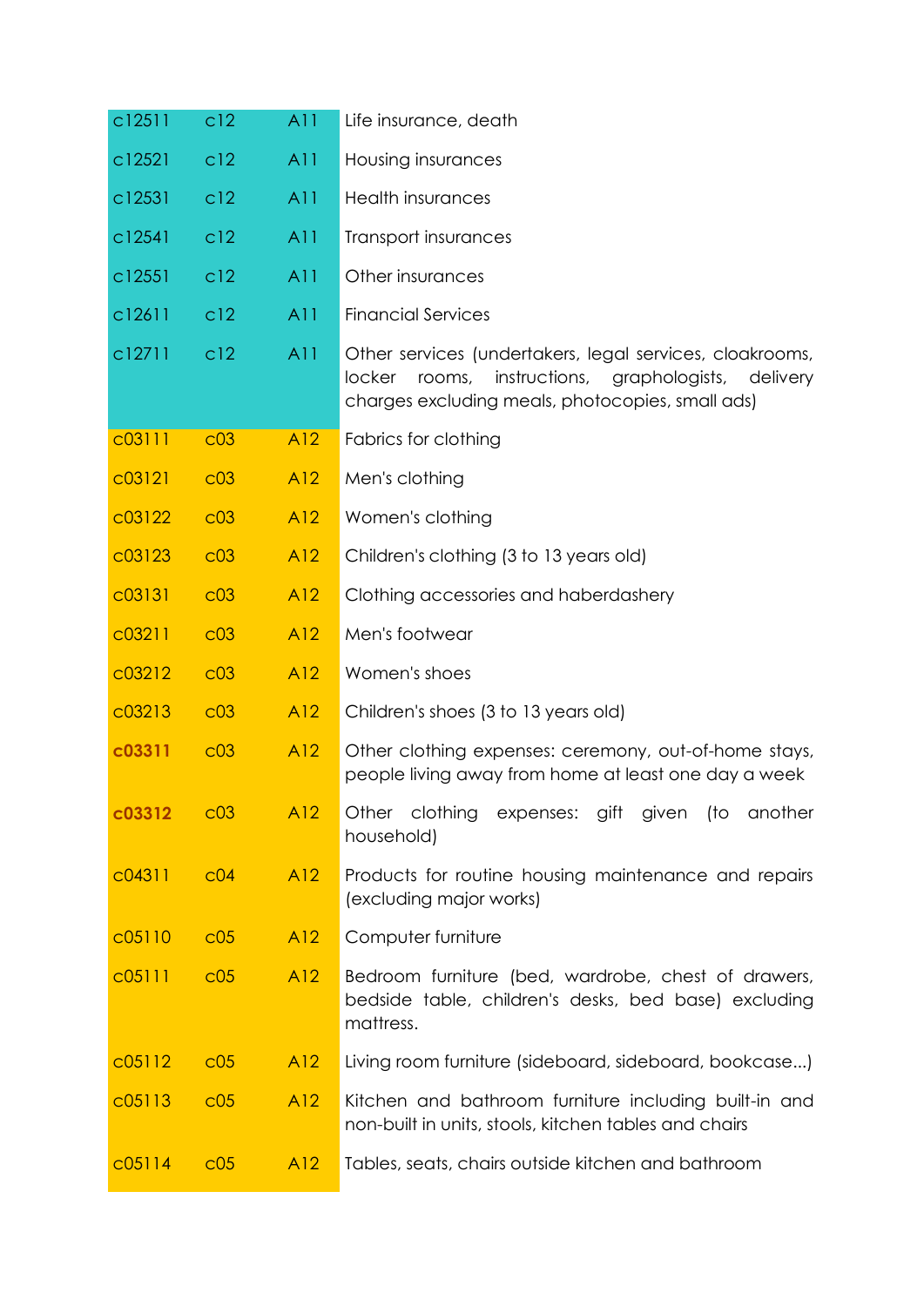| | | | |
|---|---|---|---|
| c12511 | c12 | A11 | Life insurance, death |
| c12521 | c12 | A11 | Housing insurances |
| c12531 | c12 | A11 | Health insurances |
| c12541 | c12 | A11 | Transport insurances |
| c12551 | c12 | A11 | Other insurances |
| c12611 | c12 | A11 | Financial Services |
| c12711 | c12 | A11 | Other services (undertakers, legal services, cloakrooms, locker rooms, instructions, graphologists, delivery charges excluding meals, photocopies, small ads) |
| c03111 | c03 | A12 | Fabrics for clothing |
| c03121 | c03 | A12 | Men's clothing |
| c03122 | c03 | A12 | Women's clothing |
| c03123 | c03 | A12 | Children's clothing (3 to 13 years old) |
| c03131 | c03 | A12 | Clothing accessories and haberdashery |
| c03211 | c03 | A12 | Men's footwear |
| c03212 | c03 | A12 | Women's shoes |
| c03213 | c03 | A12 | Children's shoes (3 to 13 years old) |
| **c03311** | c03 | A12 | Other clothing expenses: ceremony, out-of-home stays, people living away from home at least one day a week |
| **c03312** | c03 | A12 | Other clothing expenses: gift given (to another household) |
| c04311 | c04 | A12 | Products for routine housing maintenance and repairs (excluding major works) |
| c05110 | c05 | A12 | Computer furniture |
| c05111 | c05 | A12 | Bedroom furniture (bed, wardrobe, chest of drawers, bedside table, children's desks, bed base) excluding mattress. |
| c05112 | c05 | A12 | Living room furniture (sideboard, sideboard, bookcase...) |
| c05113 | c05 | A12 | Kitchen and bathroom furniture including built-in and non-built in units, stools, kitchen tables and chairs |
| c05114 | c05 | A12 | Tables, seats, chairs outside kitchen and bathroom |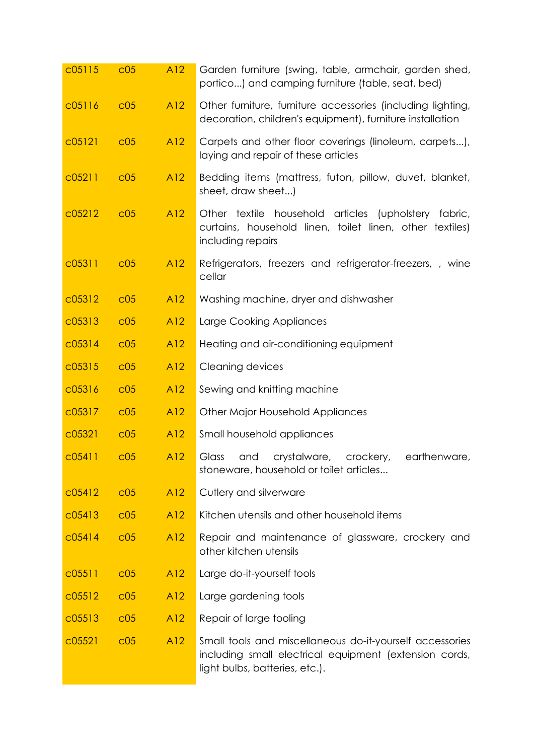| | | | |
|---|---|---|---|
| c05115 | c05 | A12 | Garden furniture (swing, table, armchair, garden shed, portico...) and camping furniture (table, seat, bed) |
| c05116 | c05 | A12 | Other furniture, furniture accessories (including lighting, decoration, children's equipment), furniture installation |
| c05121 | c05 | A12 | Carpets and other floor coverings (linoleum, carpets...), laying and repair of these articles |
| c05211 | c05 | A12 | Bedding items (mattress, futon, pillow, duvet, blanket, sheet, draw sheet...) |
| c05212 | c05 | A12 | Other textile household articles (upholstery fabric, curtains, household linen, toilet linen, other textiles) including repairs |
| c05311 | c05 | A12 | Refrigerators, freezers and refrigerator-freezers, , wine cellar |
| c05312 | c05 | A12 | Washing machine, dryer and dishwasher |
| c05313 | c05 | A12 | Large Cooking Appliances |
| c05314 | c05 | A12 | Heating and air-conditioning equipment |
| c05315 | c05 | A12 | Cleaning devices |
| c05316 | c05 | A12 | Sewing and knitting machine |
| c05317 | c05 | A12 | Other Major Household Appliances |
| c05321 | c05 | A12 | Small household appliances |
| c05411 | c05 | A12 | Glass and crystalware, crockery, earthenware, stoneware, household or toilet articles... |
| c05412 | c05 | A12 | Cutlery and silverware |
| c05413 | c05 | A12 | Kitchen utensils and other household items |
| c05414 | c05 | A12 | Repair and maintenance of glassware, crockery and other kitchen utensils |
| c05511 | c05 | A12 | Large do-it-yourself tools |
| c05512 | c05 | A12 | Large gardening tools |
| c05513 | c05 | A12 | Repair of large tooling |
| c05521 | c05 | A12 | Small tools and miscellaneous do-it-yourself accessories including small electrical equipment (extension cords, light bulbs, batteries, etc.). |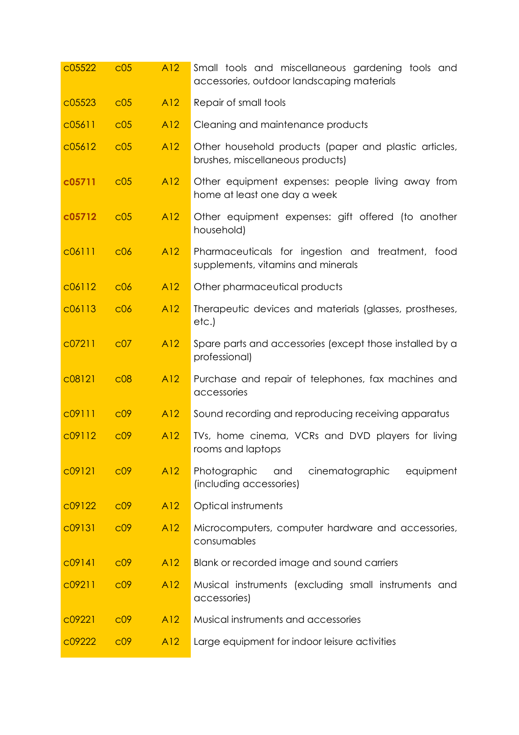| | | | |
|---|---|---|---|
| c05522 | c05 | A12 | Small tools and miscellaneous gardening tools and accessories, outdoor landscaping materials |
| c05523 | c05 | A12 | Repair of small tools |
| c05611 | c05 | A12 | Cleaning and maintenance products |
| c05612 | c05 | A12 | Other household products (paper and plastic articles, brushes, miscellaneous products) |
| **c05711** | c05 | A12 | Other equipment expenses: people living away from home at least one day a week |
| **c05712** | c05 | A12 | Other equipment expenses: gift offered (to another household) |
| c06111 | c06 | A12 | Pharmaceuticals for ingestion and treatment, food supplements, vitamins and minerals |
| c06112 | c06 | A12 | Other pharmaceutical products |
| c06113 | c06 | A12 | Therapeutic devices and materials (glasses, prostheses, etc.) |
| c07211 | c07 | A12 | Spare parts and accessories (except those installed by a professional) |
| c08121 | c08 | A12 | Purchase and repair of telephones, fax machines and accessories |
| c09111 | c09 | A12 | Sound recording and reproducing receiving apparatus |
| c09112 | c09 | A12 | TVs, home cinema, VCRs and DVD players for living rooms and laptops |
| c09121 | c09 | A12 | Photographic and cinematographic equipment (including accessories) |
| c09122 | c09 | A12 | Optical instruments |
| c09131 | c09 | A12 | Microcomputers, computer hardware and accessories, consumables |
| c09141 | c09 | A12 | Blank or recorded image and sound carriers |
| c09211 | c09 | A12 | Musical instruments (excluding small instruments and accessories) |
| c09221 | c09 | A12 | Musical instruments and accessories |
| c09222 | c09 | A12 | Large equipment for indoor leisure activities |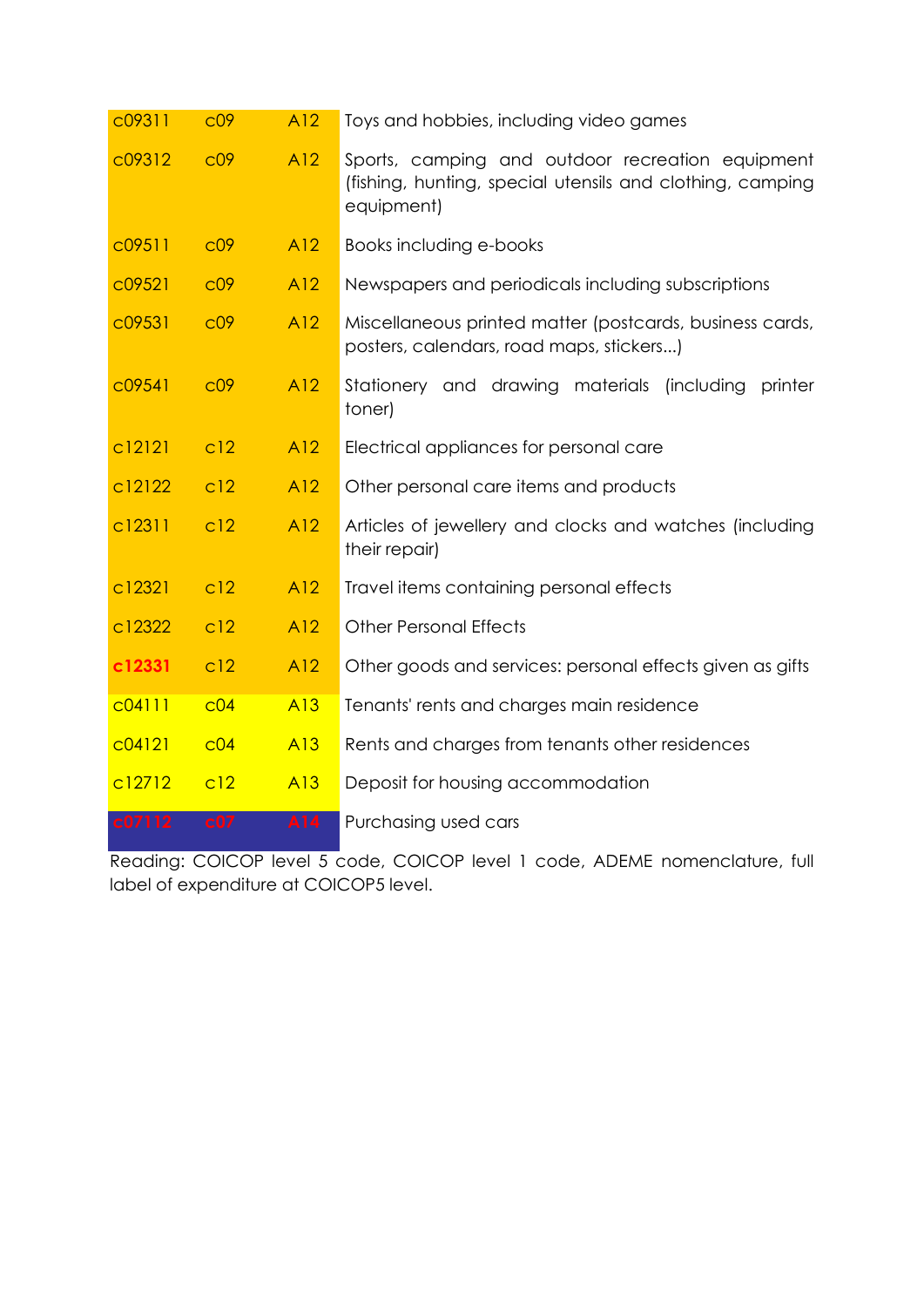| | | | |
|---|---|---|---|
| c09311 | c09 | A12 | Toys and hobbies, including video games |
| c09312 | c09 | A12 | Sports, camping and outdoor recreation equipment (fishing, hunting, special utensils and clothing, camping equipment) |
| c09511 | c09 | A12 | Books including e-books |
| c09521 | c09 | A12 | Newspapers and periodicals including subscriptions |
| c09531 | c09 | A12 | Miscellaneous printed matter (postcards, business cards, posters, calendars, road maps, stickers...) |
| c09541 | c09 | A12 | Stationery and drawing materials (including printer toner) |
| c12121 | c12 | A12 | Electrical appliances for personal care |
| c12122 | c12 | A12 | Other personal care items and products |
| c12311 | c12 | A12 | Articles of jewellery and clocks and watches (including their repair) |
| c12321 | c12 | A12 | Travel items containing personal effects |
| c12322 | c12 | A12 | Other Personal Effects |
| **c12331** | c12 | A12 | Other goods and services: personal effects given as gifts |
| c04111 | c04 | A13 | Tenants' rents and charges main residence |
| c04121 | c04 | A13 | Rents and charges from tenants other residences |
| c12712 | c12 | A13 | Deposit for housing accommodation |
| c07112 | c07 | A14 | Purchasing used cars |

Reading: COICOP level 5 code, COICOP level 1 code, ADEME nomenclature, full label of expenditure at COICOP5 level.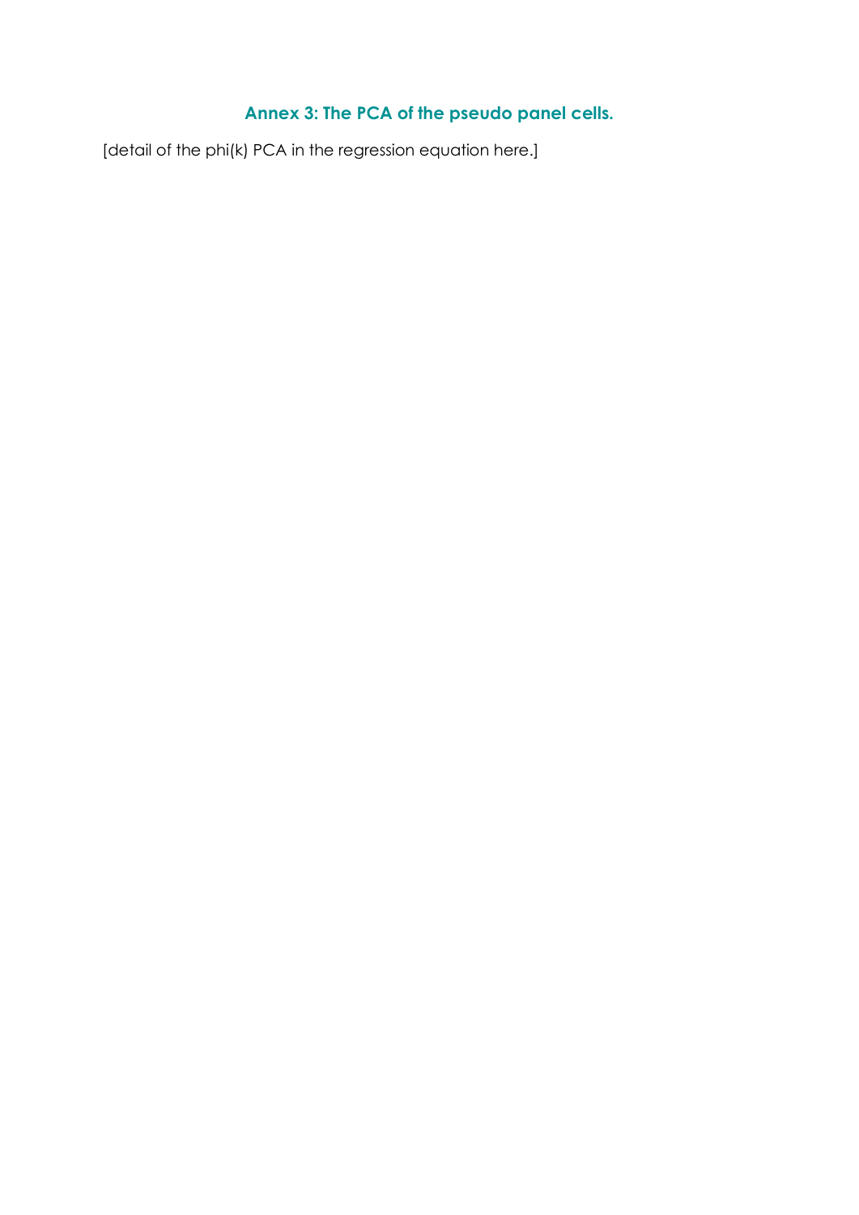## Annex 3: The PCA of the pseudo panel cells.

[detail of the phi(k) PCA in the regression equation here.]